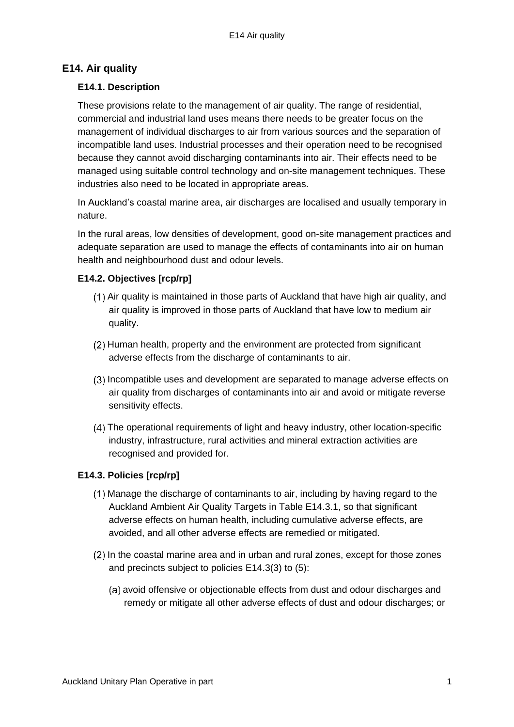# E14. Air quality

## E14.1. Description

These provisions relate to the management of air quality. The range of residential, commercial and industrial land uses means there needs to be greater focus on the management of individual discharges to air from various sources and the separation of incompatible land uses. Industrial processes and their operation need to be recognised because they cannot avoid discharging contaminants into air. Their effects need to be managed using suitable control technology and on-site management techniques. These industries also need to be located in appropriate areas.

In Auckland's coastal marine area, air discharges are localised and usually temporary in nature.

In the rural areas, low densities of development, good on-site management practices and adequate separation are used to manage the effects of contaminants into air on human health and neighbourhood dust and odour levels.

## E14.2. Objectives [rcp/rp]

(1) Air quality is maintained in those parts of Auckland that have high air quality, and air quality is improved in those parts of Auckland that have low to medium air quality.

(2) Human health, property and the environment are protected from significant adverse effects from the discharge of contaminants to air.

(3) Incompatible uses and development are separated to manage adverse effects on air quality from discharges of contaminants into air and avoid or mitigate reverse sensitivity effects.

(4) The operational requirements of light and heavy industry, other location-specific industry, infrastructure, rural activities and mineral extraction activities are recognised and provided for.

## E14.3. Policies [rcp/rp]

(1) Manage the discharge of contaminants to air, including by having regard to the Auckland Ambient Air Quality Targets in Table E14.3.1, so that significant adverse effects on human health, including cumulative adverse effects, are avoided, and all other adverse effects are remedied or mitigated.

(2) In the coastal marine area and in urban and rural zones, except for those zones and precincts subject to policies E14.3(3) to (5):

(a) avoid offensive or objectionable effects from dust and odour discharges and remedy or mitigate all other adverse effects of dust and odour discharges; or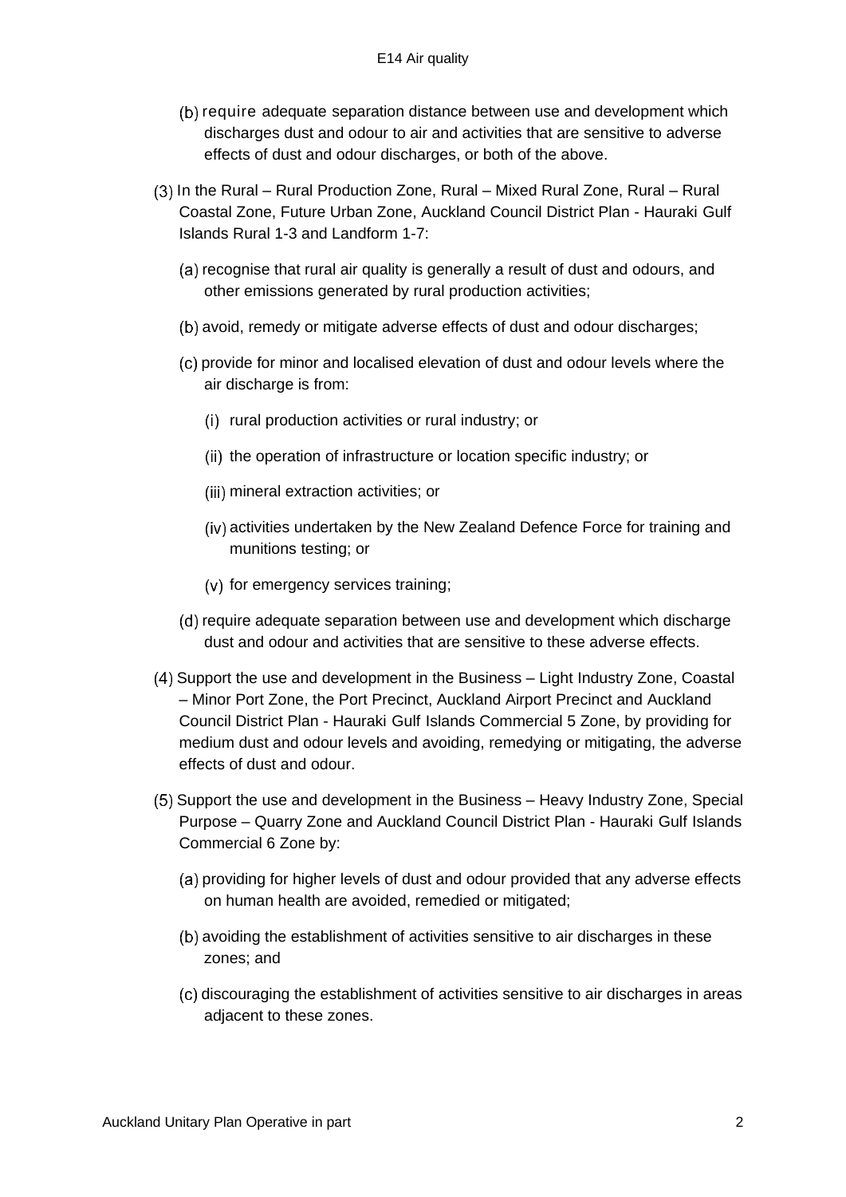(b) require adequate separation distance between use and development which discharges dust and odour to air and activities that are sensitive to adverse effects of dust and odour discharges, or both of the above.

(3) In the Rural – Rural Production Zone, Rural – Mixed Rural Zone, Rural – Rural Coastal Zone, Future Urban Zone, Auckland Council District Plan - Hauraki Gulf Islands Rural 1-3 and Landform 1-7:

(a) recognise that rural air quality is generally a result of dust and odours, and other emissions generated by rural production activities;

(b) avoid, remedy or mitigate adverse effects of dust and odour discharges;

(c) provide for minor and localised elevation of dust and odour levels where the air discharge is from:

(i) rural production activities or rural industry; or

(ii) the operation of infrastructure or location specific industry; or

(iii) mineral extraction activities; or

(iv) activities undertaken by the New Zealand Defence Force for training and munitions testing; or

(v) for emergency services training;

(d) require adequate separation between use and development which discharge dust and odour and activities that are sensitive to these adverse effects.

(4) Support the use and development in the Business – Light Industry Zone, Coastal – Minor Port Zone, the Port Precinct, Auckland Airport Precinct and Auckland Council District Plan - Hauraki Gulf Islands Commercial 5 Zone, by providing for medium dust and odour levels and avoiding, remedying or mitigating, the adverse effects of dust and odour.

(5) Support the use and development in the Business – Heavy Industry Zone, Special Purpose – Quarry Zone and Auckland Council District Plan - Hauraki Gulf Islands Commercial 6 Zone by:

(a) providing for higher levels of dust and odour provided that any adverse effects on human health are avoided, remedied or mitigated;

(b) avoiding the establishment of activities sensitive to air discharges in these zones; and

(c) discouraging the establishment of activities sensitive to air discharges in areas adjacent to these zones.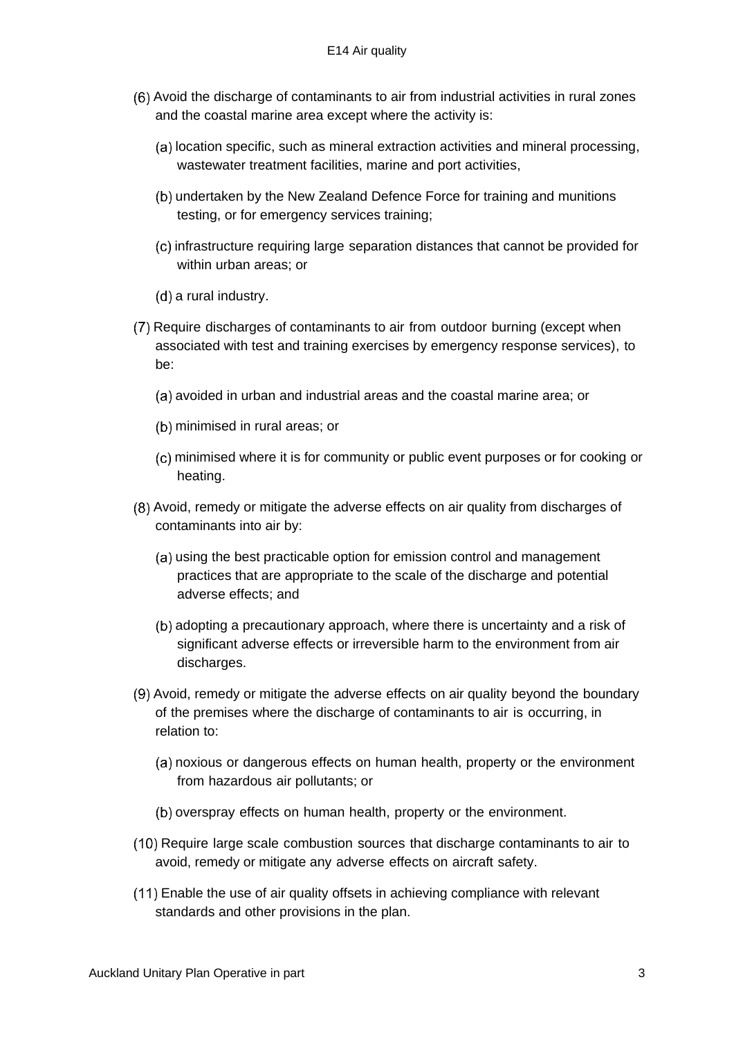(6) Avoid the discharge of contaminants to air from industrial activities in rural zones and the coastal marine area except where the activity is:

(a) location specific, such as mineral extraction activities and mineral processing, wastewater treatment facilities, marine and port activities,

(b) undertaken by the New Zealand Defence Force for training and munitions testing, or for emergency services training;

(c) infrastructure requiring large separation distances that cannot be provided for within urban areas; or

(d) a rural industry.

(7) Require discharges of contaminants to air from outdoor burning (except when associated with test and training exercises by emergency response services), to be:

(a) avoided in urban and industrial areas and the coastal marine area; or

(b) minimised in rural areas; or

(c) minimised where it is for community or public event purposes or for cooking or heating.

(8) Avoid, remedy or mitigate the adverse effects on air quality from discharges of contaminants into air by:

(a) using the best practicable option for emission control and management practices that are appropriate to the scale of the discharge and potential adverse effects; and

(b) adopting a precautionary approach, where there is uncertainty and a risk of significant adverse effects or irreversible harm to the environment from air discharges.

(9) Avoid, remedy or mitigate the adverse effects on air quality beyond the boundary of the premises where the discharge of contaminants to air is occurring, in relation to:

(a) noxious or dangerous effects on human health, property or the environment from hazardous air pollutants; or

(b) overspray effects on human health, property or the environment.

(10) Require large scale combustion sources that discharge contaminants to air to avoid, remedy or mitigate any adverse effects on aircraft safety.

(11) Enable the use of air quality offsets in achieving compliance with relevant standards and other provisions in the plan.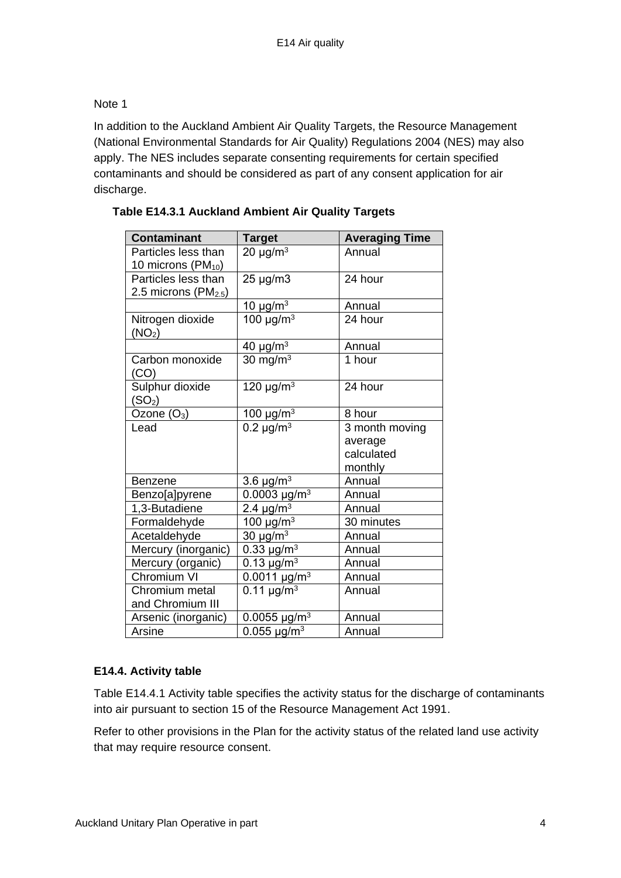Note 1

In addition to the Auckland Ambient Air Quality Targets, the Resource Management (National Environmental Standards for Air Quality) Regulations 2004 (NES) may also apply. The NES includes separate consenting requirements for certain specified contaminants and should be considered as part of any consent application for air discharge.

**Table E14.3.1 Auckland Ambient Air Quality Targets**

| Contaminant | Target | Averaging Time |
|---|---|---|
| Particles less than 10 microns ($PM_{10}$) | 20 μg/m$^3$ | Annual |
| Particles less than 2.5 microns ($PM_{2.5}$) | 25 μg/m3 | 24 hour |
| | 10 μg/m$^3$ | Annual |
| Nitrogen dioxide ($NO_2$) | 100 μg/m$^3$ | 24 hour |
| | 40 μg/m$^3$ | Annual |
| Carbon monoxide (CO) | 30 mg/m$^3$ | 1 hour |
| Sulphur dioxide ($SO_2$) | 120 μg/m$^3$ | 24 hour |
| Ozone ($O_3$) | 100 μg/m$^3$ | 8 hour |
| Lead | 0.2 μg/m$^3$ | 3 month moving average calculated monthly |
| Benzene | 3.6 μg/m$^3$ | Annual |
| Benzo[a]pyrene | 0.0003 μg/m$^3$ | Annual |
| 1,3-Butadiene | 2.4 μg/m$^3$ | Annual |
| Formaldehyde | 100 μg/m$^3$ | 30 minutes |
| Acetaldehyde | 30 μg/m$^3$ | Annual |
| Mercury (inorganic) | 0.33 μg/m$^3$ | Annual |
| Mercury (organic) | 0.13 μg/m$^3$ | Annual |
| Chromium VI | 0.0011 μg/m$^3$ | Annual |
| Chromium metal and Chromium III | 0.11 μg/m$^3$ | Annual |
| Arsenic (inorganic) | 0.0055 μg/m$^3$ | Annual |
| Arsine | 0.055 μg/m$^3$ | Annual |

### E14.4. Activity table

Table E14.4.1 Activity table specifies the activity status for the discharge of contaminants into air pursuant to section 15 of the Resource Management Act 1991.

Refer to other provisions in the Plan for the activity status of the related land use activity that may require resource consent.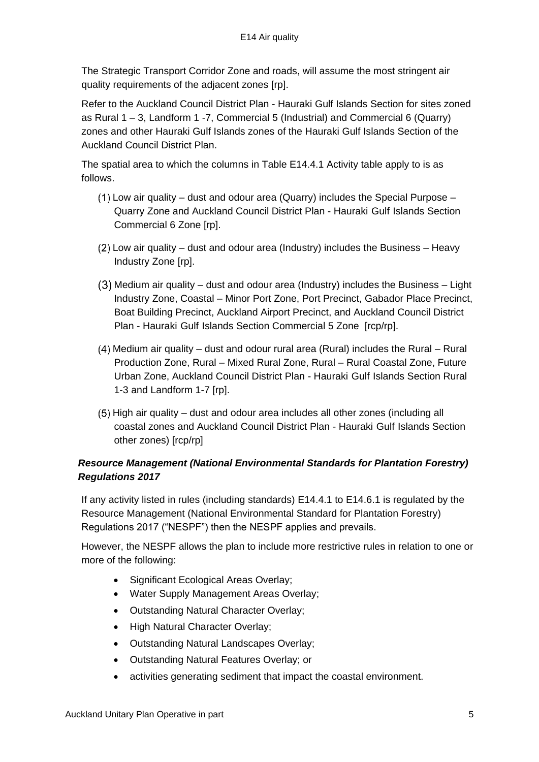The Strategic Transport Corridor Zone and roads, will assume the most stringent air quality requirements of the adjacent zones [rp].

Refer to the Auckland Council District Plan - Hauraki Gulf Islands Section for sites zoned as Rural 1 – 3, Landform 1 -7, Commercial 5 (Industrial) and Commercial 6 (Quarry) zones and other Hauraki Gulf Islands zones of the Hauraki Gulf Islands Section of the Auckland Council District Plan.

The spatial area to which the columns in Table E14.4.1 Activity table apply to is as follows.

(1) Low air quality – dust and odour area (Quarry) includes the Special Purpose – Quarry Zone and Auckland Council District Plan - Hauraki Gulf Islands Section Commercial 6 Zone [rp].

(2) Low air quality – dust and odour area (Industry) includes the Business – Heavy Industry Zone [rp].

(3) Medium air quality – dust and odour area (Industry) includes the Business – Light Industry Zone, Coastal – Minor Port Zone, Port Precinct, Gabador Place Precinct, Boat Building Precinct, Auckland Airport Precinct, and Auckland Council District Plan - Hauraki Gulf Islands Section Commercial 5 Zone [rcp/rp].

(4) Medium air quality – dust and odour rural area (Rural) includes the Rural – Rural Production Zone, Rural – Mixed Rural Zone, Rural – Rural Coastal Zone, Future Urban Zone, Auckland Council District Plan - Hauraki Gulf Islands Section Rural 1-3 and Landform 1-7 [rp].

(5) High air quality – dust and odour area includes all other zones (including all coastal zones and Auckland Council District Plan - Hauraki Gulf Islands Section other zones) [rcp/rp]

***Resource Management (National Environmental Standards for Plantation Forestry) Regulations 2017***

If any activity listed in rules (including standards) E14.4.1 to E14.6.1 is regulated by the Resource Management (National Environmental Standard for Plantation Forestry) Regulations 2017 ("NESPF") then the NESPF applies and prevails.

However, the NESPF allows the plan to include more restrictive rules in relation to one or more of the following:

- Significant Ecological Areas Overlay;
- Water Supply Management Areas Overlay;
- Outstanding Natural Character Overlay;
- High Natural Character Overlay;
- Outstanding Natural Landscapes Overlay;
- Outstanding Natural Features Overlay; or
- activities generating sediment that impact the coastal environment.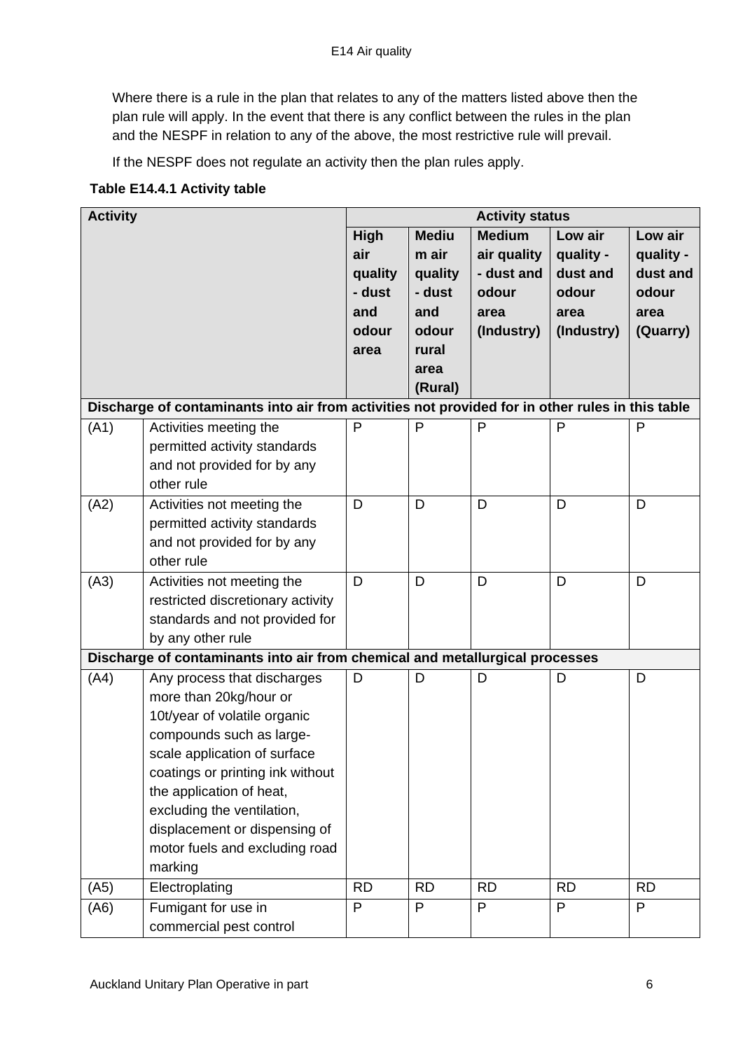Where there is a rule in the plan that relates to any of the matters listed above then the plan rule will apply. In the event that there is any conflict between the rules in the plan and the NESPF in relation to any of the above, the most restrictive rule will prevail.

If the NESPF does not regulate an activity then the plan rules apply.

**Table E14.4.1 Activity table**

| Activity | | Activity status | | | | |
|---|---|---|---|---|---|---|
| | | High air quality - dust and odour area | Medium air quality - dust and odour rural area (Rural) | Medium air quality - dust and odour area (Industry) | Low air quality - dust and odour area (Industry) | Low air quality - dust and odour area (Quarry) |
| **Discharge of contaminants into air from activities not provided for in other rules in this table** | | | | | | |
| (A1) | Activities meeting the permitted activity standards and not provided for by any other rule | P | P | P | P | P |
| (A2) | Activities not meeting the permitted activity standards and not provided for by any other rule | D | D | D | D | D |
| (A3) | Activities not meeting the restricted discretionary activity standards and not provided for by any other rule | D | D | D | D | D |
| **Discharge of contaminants into air from chemical and metallurgical processes** | | | | | | |
| (A4) | Any process that discharges more than 20kg/hour or 10t/year of volatile organic compounds such as large-scale application of surface coatings or printing ink without the application of heat, excluding the ventilation, displacement or dispensing of motor fuels and excluding road marking | D | D | D | D | D |
| (A5) | Electroplating | RD | RD | RD | RD | RD |
| (A6) | Fumigant for use in commercial pest control | P | P | P | P | P |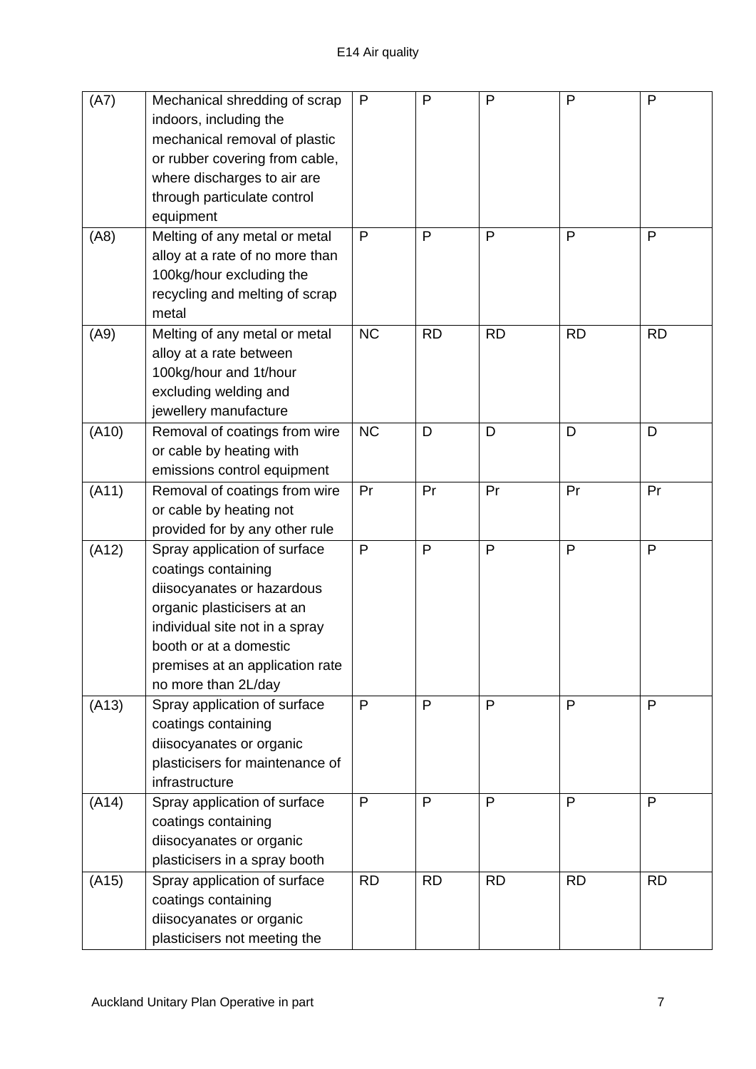| (A7) | Mechanical shredding of scrap indoors, including the mechanical removal of plastic or rubber covering from cable, where discharges to air are through particulate control equipment | P | P | P | P | P |
|---|---|---|---|---|---|---|
| (A8) | Melting of any metal or metal alloy at a rate of no more than 100kg/hour excluding the recycling and melting of scrap metal | P | P | P | P | P |
| (A9) | Melting of any metal or metal alloy at a rate between 100kg/hour and 1t/hour excluding welding and jewellery manufacture | NC | RD | RD | RD | RD |
| (A10) | Removal of coatings from wire or cable by heating with emissions control equipment | NC | D | D | D | D |
| (A11) | Removal of coatings from wire or cable by heating not provided for by any other rule | Pr | Pr | Pr | Pr | Pr |
| (A12) | Spray application of surface coatings containing diisocyanates or hazardous organic plasticisers at an individual site not in a spray booth or at a domestic premises at an application rate no more than 2L/day | P | P | P | P | P |
| (A13) | Spray application of surface coatings containing diisocyanates or organic plasticisers for maintenance of infrastructure | P | P | P | P | P |
| (A14) | Spray application of surface coatings containing diisocyanates or organic plasticisers in a spray booth | P | P | P | P | P |
| (A15) | Spray application of surface coatings containing diisocyanates or organic plasticisers not meeting the | RD | RD | RD | RD | RD |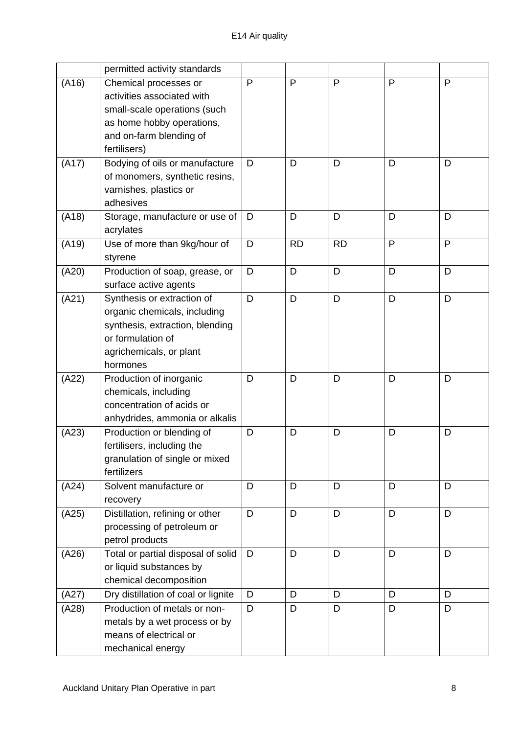|  | permitted activity standards |  |  |  |  |  |
|---|---|---|---|---|---|---|
| (A16) | Chemical processes or activities associated with small-scale operations (such as home hobby operations, and on-farm blending of fertilisers) | P | P | P | P | P |
| (A17) | Bodying of oils or manufacture of monomers, synthetic resins, varnishes, plastics or adhesives | D | D | D | D | D |
| (A18) | Storage, manufacture or use of acrylates | D | D | D | D | D |
| (A19) | Use of more than 9kg/hour of styrene | D | RD | RD | P | P |
| (A20) | Production of soap, grease, or surface active agents | D | D | D | D | D |
| (A21) | Synthesis or extraction of organic chemicals, including synthesis, extraction, blending or formulation of agrichemicals, or plant hormones | D | D | D | D | D |
| (A22) | Production of inorganic chemicals, including concentration of acids or anhydrides, ammonia or alkalis | D | D | D | D | D |
| (A23) | Production or blending of fertilisers, including the granulation of single or mixed fertilizers | D | D | D | D | D |
| (A24) | Solvent manufacture or recovery | D | D | D | D | D |
| (A25) | Distillation, refining or other processing of petroleum or petrol products | D | D | D | D | D |
| (A26) | Total or partial disposal of solid or liquid substances by chemical decomposition | D | D | D | D | D |
| (A27) | Dry distillation of coal or lignite | D | D | D | D | D |
| (A28) | Production of metals or non-metals by a wet process or by means of electrical or mechanical energy | D | D | D | D | D |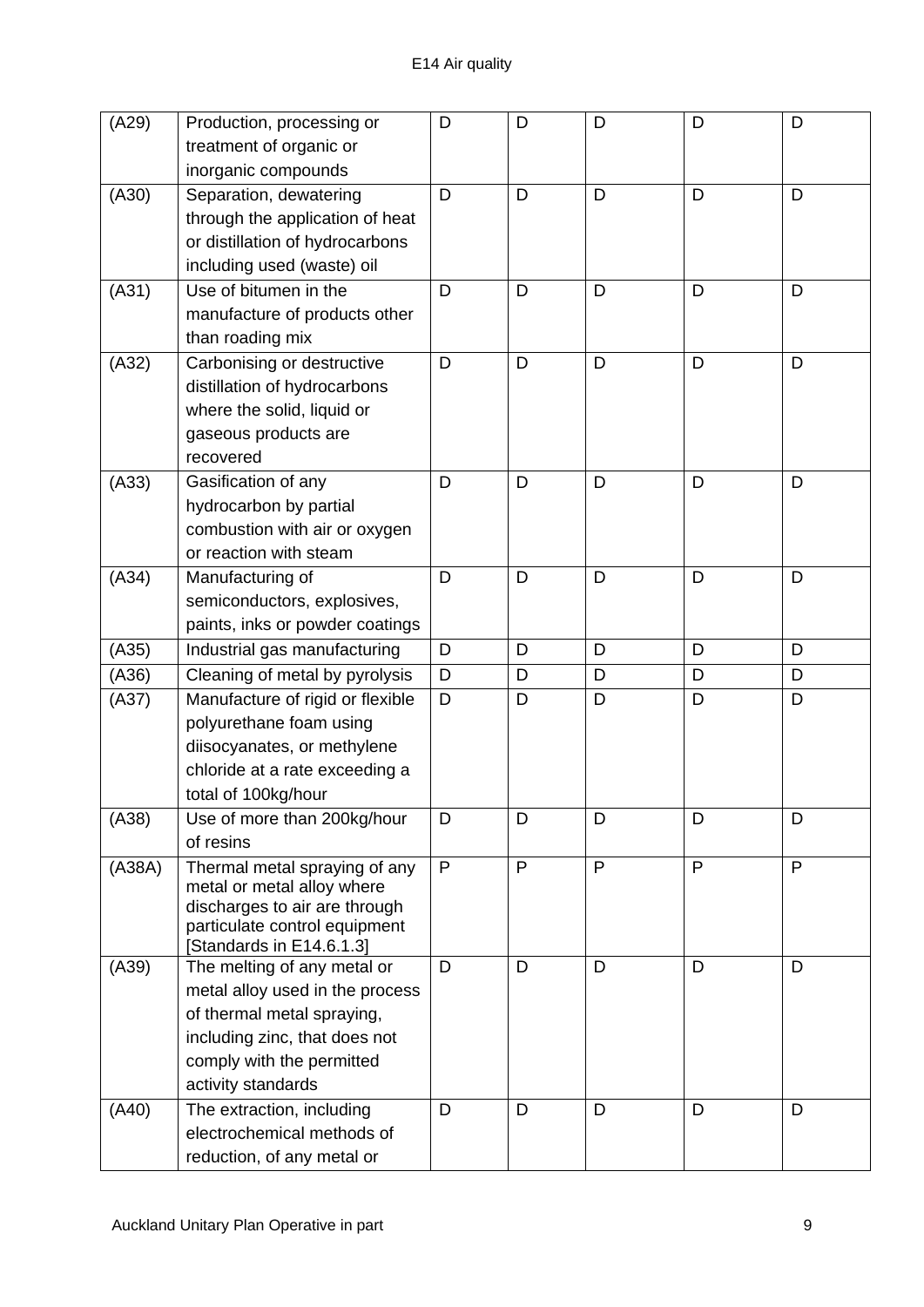| | | | | | | |
|---|---|---|---|---|---|---|
| (A29) | Production, processing or treatment of organic or inorganic compounds | D | D | D | D | D |
| (A30) | Separation, dewatering through the application of heat or distillation of hydrocarbons including used (waste) oil | D | D | D | D | D |
| (A31) | Use of bitumen in the manufacture of products other than roading mix | D | D | D | D | D |
| (A32) | Carbonising or destructive distillation of hydrocarbons where the solid, liquid or gaseous products are recovered | D | D | D | D | D |
| (A33) | Gasification of any hydrocarbon by partial combustion with air or oxygen or reaction with steam | D | D | D | D | D |
| (A34) | Manufacturing of semiconductors, explosives, paints, inks or powder coatings | D | D | D | D | D |
| (A35) | Industrial gas manufacturing | D | D | D | D | D |
| (A36) | Cleaning of metal by pyrolysis | D | D | D | D | D |
| (A37) | Manufacture of rigid or flexible polyurethane foam using diisocyanates, or methylene chloride at a rate exceeding a total of 100kg/hour | D | D | D | D | D |
| (A38) | Use of more than 200kg/hour of resins | D | D | D | D | D |
| (A38A) | Thermal metal spraying of any metal or metal alloy where discharges to air are through particulate control equipment [Standards in E14.6.1.3] | P | P | P | P | P |
| (A39) | The melting of any metal or metal alloy used in the process of thermal metal spraying, including zinc, that does not comply with the permitted activity standards | D | D | D | D | D |
| (A40) | The extraction, including electrochemical methods of reduction, of any metal or | D | D | D | D | D |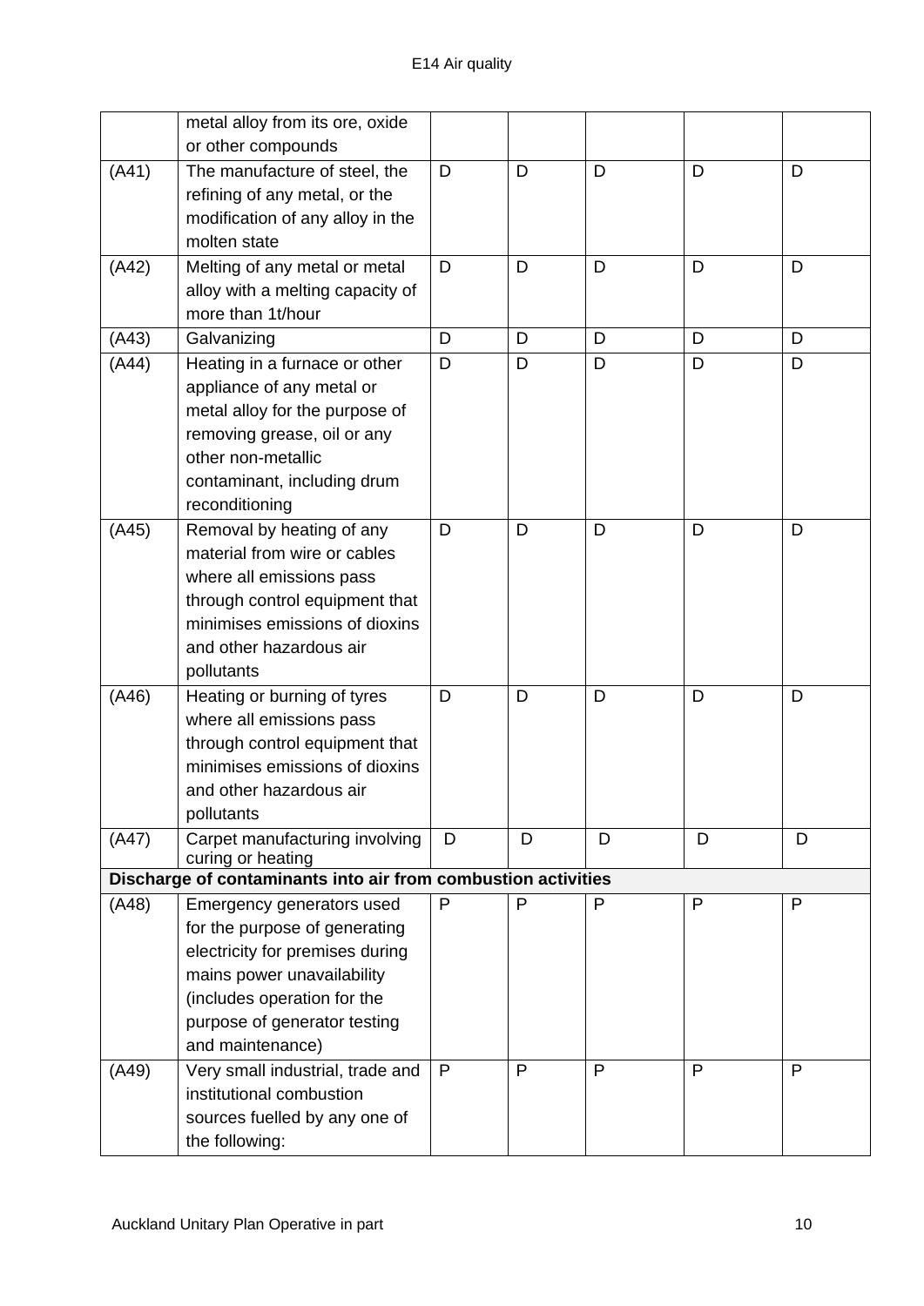|  |  |  |  |  |  |  |
|---|---|---|---|---|---|---|
|  | metal alloy from its ore, oxide or other compounds |  |  |  |  |  |
| (A41) | The manufacture of steel, the refining of any metal, or the modification of any alloy in the molten state | D | D | D | D | D |
| (A42) | Melting of any metal or metal alloy with a melting capacity of more than 1t/hour | D | D | D | D | D |
| (A43) | Galvanizing | D | D | D | D | D |
| (A44) | Heating in a furnace or other appliance of any metal or metal alloy for the purpose of removing grease, oil or any other non-metallic contaminant, including drum reconditioning | D | D | D | D | D |
| (A45) | Removal by heating of any material from wire or cables where all emissions pass through control equipment that minimises emissions of dioxins and other hazardous air pollutants | D | D | D | D | D |
| (A46) | Heating or burning of tyres where all emissions pass through control equipment that minimises emissions of dioxins and other hazardous air pollutants | D | D | D | D | D |
| (A47) | Carpet manufacturing involving curing or heating | D | D | D | D | D |
| **Discharge of contaminants into air from combustion activities** |  |  |  |  |  |  |
| (A48) | Emergency generators used for the purpose of generating electricity for premises during mains power unavailability (includes operation for the purpose of generator testing and maintenance) | P | P | P | P | P |
| (A49) | Very small industrial, trade and institutional combustion sources fuelled by any one of the following: | P | P | P | P | P |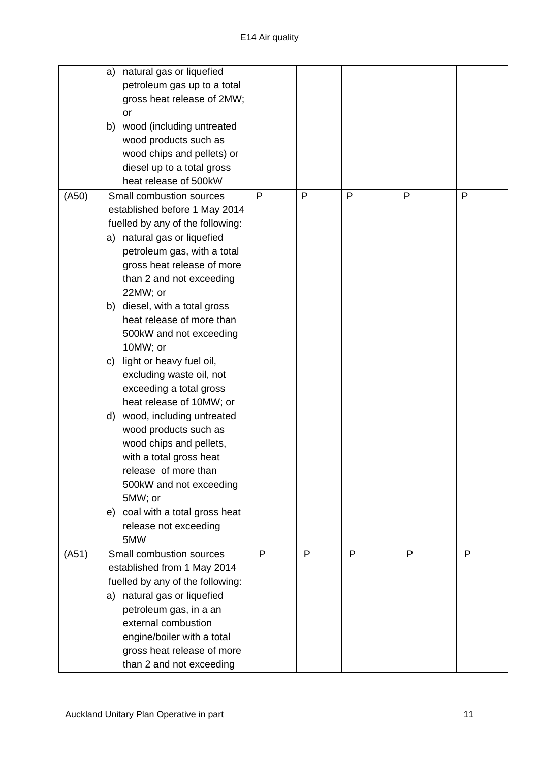| | | | | | | |
|---|---|---|---|---|---|---|
| | a) natural gas or liquefied petroleum gas up to a total gross heat release of 2MW; or<br>b) wood (including untreated wood products such as wood chips and pellets) or diesel up to a total gross heat release of 500kW | | | | | |
| (A50) | Small combustion sources established before 1 May 2014 fuelled by any of the following:<br>a) natural gas or liquefied petroleum gas, with a total gross heat release of more than 2 and not exceeding 22MW; or<br>b) diesel, with a total gross heat release of more than 500kW and not exceeding 10MW; or<br>c) light or heavy fuel oil, excluding waste oil, not exceeding a total gross heat release of 10MW; or<br>d) wood, including untreated wood products such as wood chips and pellets, with a total gross heat release of more than 500kW and not exceeding 5MW; or<br>e) coal with a total gross heat release not exceeding 5MW | P | P | P | P | P |
| (A51) | Small combustion sources established from 1 May 2014 fuelled by any of the following:<br>a) natural gas or liquefied petroleum gas, in a an external combustion engine/boiler with a total gross heat release of more than 2 and not exceeding | P | P | P | P | P |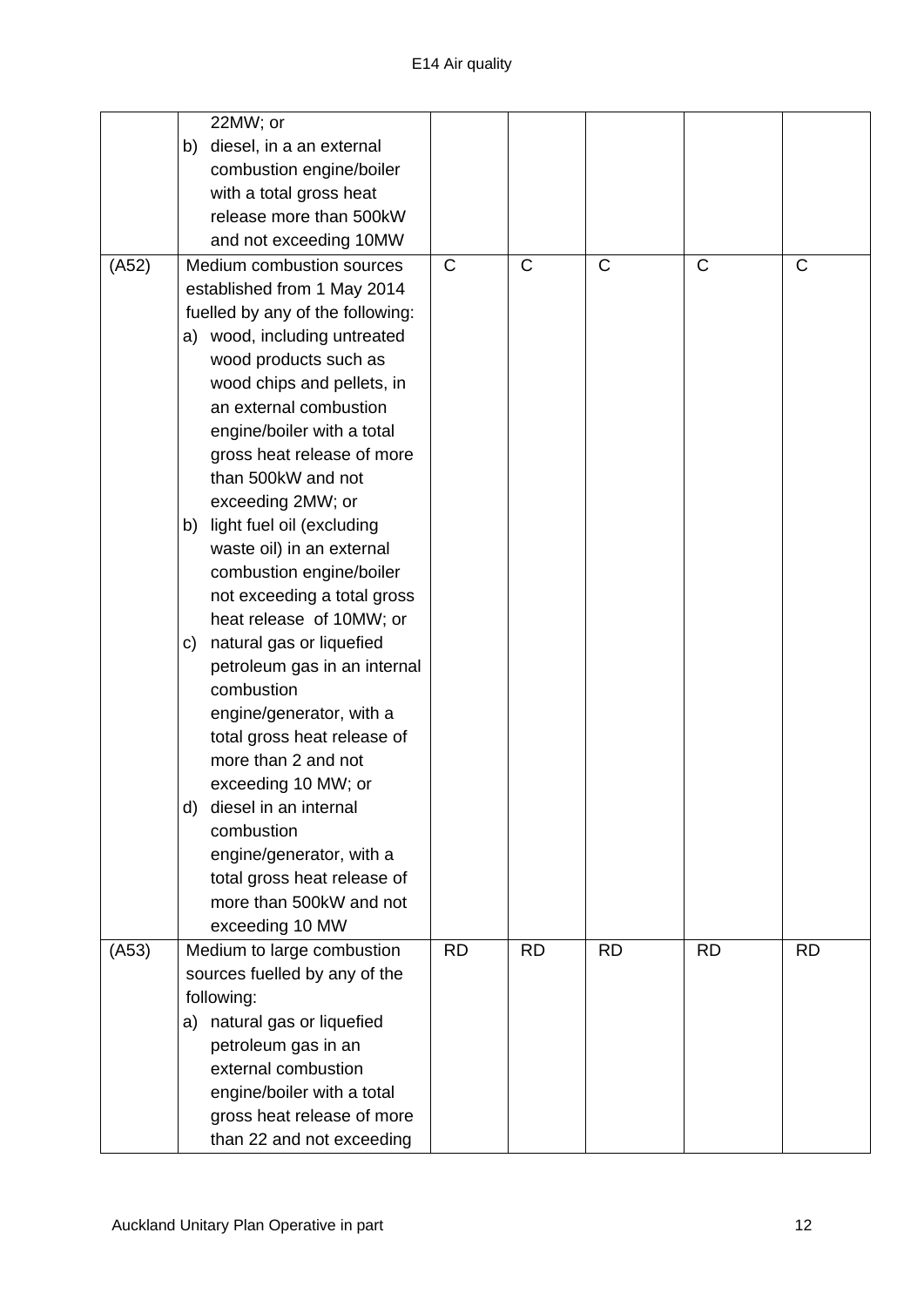| | | | | | | |
|---|---|---|---|---|---|---|
| | 22MW; or<br>b) diesel, in a an external combustion engine/boiler with a total gross heat release more than 500kW and not exceeding 10MW | | | | | |
| (A52) | Medium combustion sources established from 1 May 2014 fuelled by any of the following:<br>a) wood, including untreated wood products such as wood chips and pellets, in an external combustion engine/boiler with a total gross heat release of more than 500kW and not exceeding 2MW; or<br>b) light fuel oil (excluding waste oil) in an external combustion engine/boiler not exceeding a total gross heat release of 10MW; or<br>c) natural gas or liquefied petroleum gas in an internal combustion engine/generator, with a total gross heat release of more than 2 and not exceeding 10 MW; or<br>d) diesel in an internal combustion engine/generator, with a total gross heat release of more than 500kW and not exceeding 10 MW | C | C | C | C | C |
| (A53) | Medium to large combustion sources fuelled by any of the following:<br>a) natural gas or liquefied petroleum gas in an external combustion engine/boiler with a total gross heat release of more than 22 and not exceeding | RD | RD | RD | RD | RD |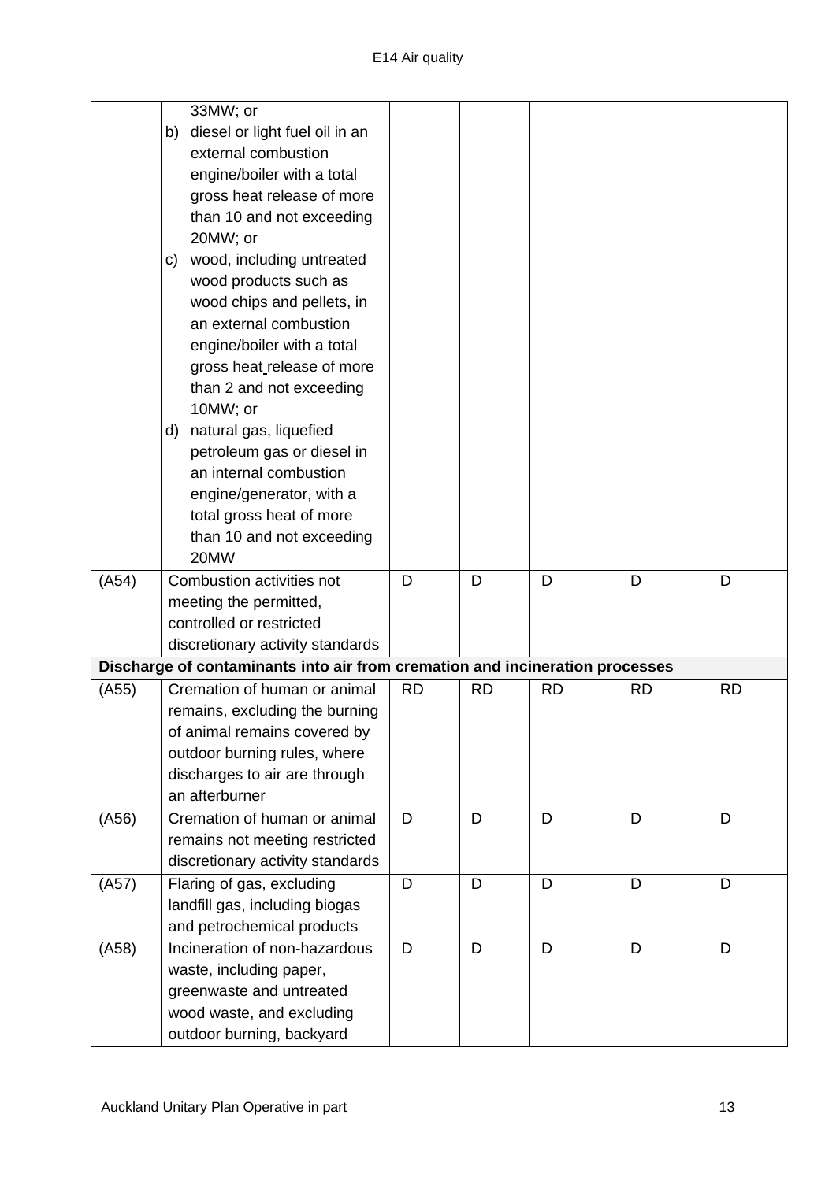| | | | | | | |
|---|---|---|---|---|---|---|
| | 33MW; or<br>b) diesel or light fuel oil in an external combustion engine/boiler with a total gross heat release of more than 10 and not exceeding 20MW; or<br>c) wood, including untreated wood products such as wood chips and pellets, in an external combustion engine/boiler with a total gross heat release of more than 2 and not exceeding 10MW; or<br>d) natural gas, liquefied petroleum gas or diesel in an internal combustion engine/generator, with a total gross heat of more than 10 and not exceeding 20MW | | | | | |
| (A54) | Combustion activities not meeting the permitted, controlled or restricted discretionary activity standards | D | D | D | D | D |
| **Discharge of contaminants into air from cremation and incineration processes** | | | | | | |
| (A55) | Cremation of human or animal remains, excluding the burning of animal remains covered by outdoor burning rules, where discharges to air are through an afterburner | RD | RD | RD | RD | RD |
| (A56) | Cremation of human or animal remains not meeting restricted discretionary activity standards | D | D | D | D | D |
| (A57) | Flaring of gas, excluding landfill gas, including biogas and petrochemical products | D | D | D | D | D |
| (A58) | Incineration of non-hazardous waste, including paper, greenwaste and untreated wood waste, and excluding outdoor burning, backyard | D | D | D | D | D |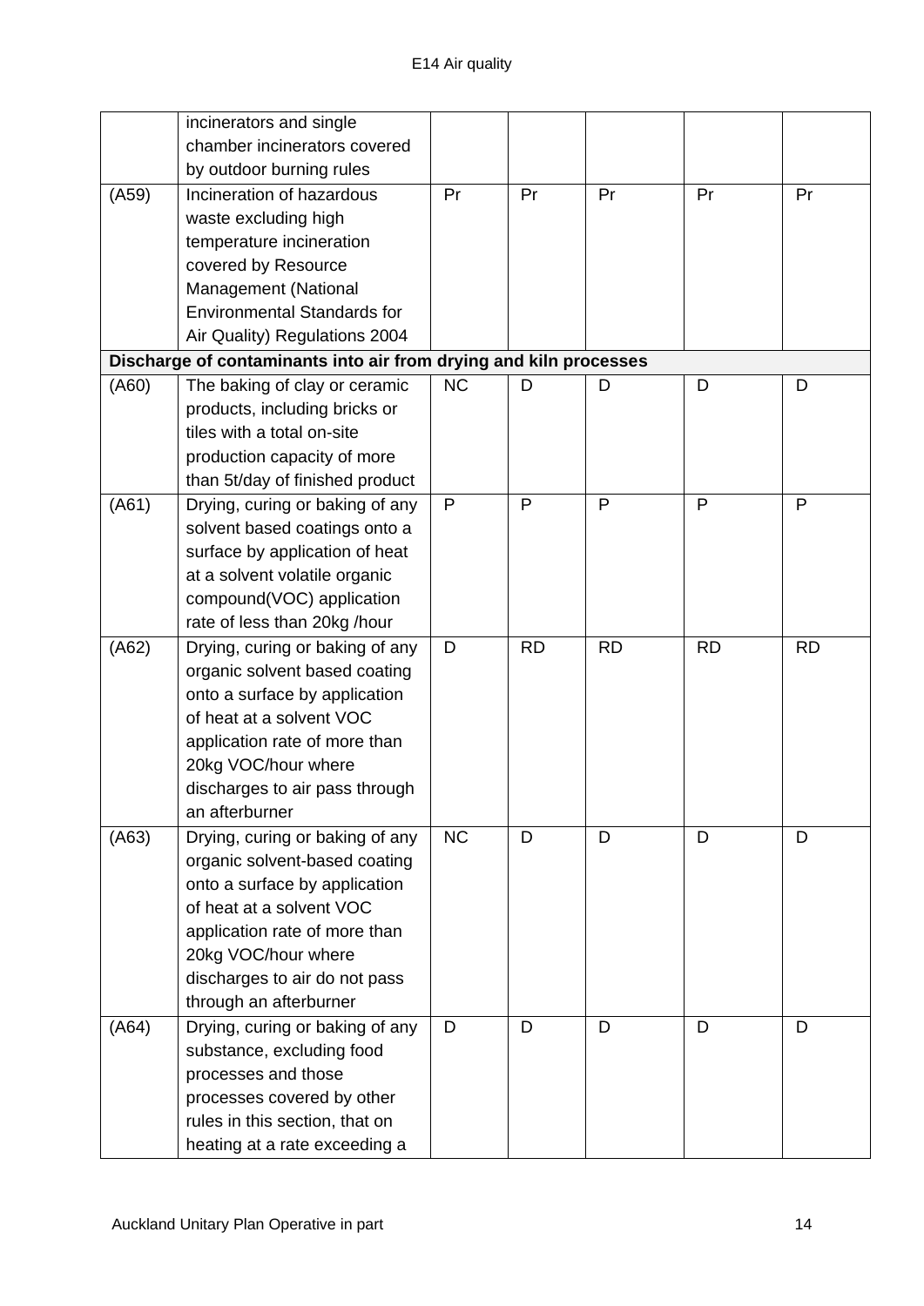| | | | | | | |
|---|---|---|---|---|---|---|
| | incinerators and single chamber incinerators covered by outdoor burning rules | | | | | |
| (A59) | Incineration of hazardous waste excluding high temperature incineration covered by Resource Management (National Environmental Standards for Air Quality) Regulations 2004 | Pr | Pr | Pr | Pr | Pr |
| **Discharge of contaminants into air from drying and kiln processes** | | | | | | |
| (A60) | The baking of clay or ceramic products, including bricks or tiles with a total on-site production capacity of more than 5t/day of finished product | NC | D | D | D | D |
| (A61) | Drying, curing or baking of any solvent based coatings onto a surface by application of heat at a solvent volatile organic compound(VOC) application rate of less than 20kg /hour | P | P | P | P | P |
| (A62) | Drying, curing or baking of any organic solvent based coating onto a surface by application of heat at a solvent VOC application rate of more than 20kg VOC/hour where discharges to air pass through an afterburner | D | RD | RD | RD | RD |
| (A63) | Drying, curing or baking of any organic solvent-based coating onto a surface by application of heat at a solvent VOC application rate of more than 20kg VOC/hour where discharges to air do not pass through an afterburner | NC | D | D | D | D |
| (A64) | Drying, curing or baking of any substance, excluding food processes and those processes covered by other rules in this section, that on heating at a rate exceeding a | D | D | D | D | D |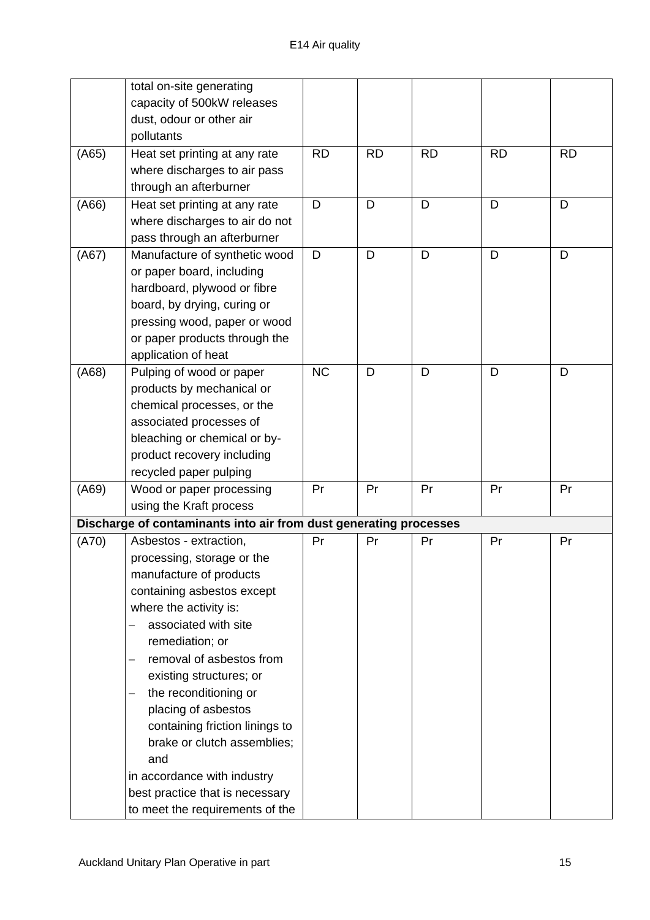| | | | | | | |
|---|---|---|---|---|---|---|
| | total on-site generating capacity of 500kW releases dust, odour or other air pollutants | | | | | |
| (A65) | Heat set printing at any rate where discharges to air pass through an afterburner | RD | RD | RD | RD | RD |
| (A66) | Heat set printing at any rate where discharges to air do not pass through an afterburner | D | D | D | D | D |
| (A67) | Manufacture of synthetic wood or paper board, including hardboard, plywood or fibre board, by drying, curing or pressing wood, paper or wood or paper products through the application of heat | D | D | D | D | D |
| (A68) | Pulping of wood or paper products by mechanical or chemical processes, or the associated processes of bleaching or chemical or by-product recovery including recycled paper pulping | NC | D | D | D | D |
| (A69) | Wood or paper processing using the Kraft process | Pr | Pr | Pr | Pr | Pr |
| **Discharge of contaminants into air from dust generating processes** | | | | | | |
| (A70) | Asbestos - extraction, processing, storage or the manufacture of products containing asbestos except where the activity is:<br>– associated with site remediation; or<br>– removal of asbestos from existing structures; or<br>– the reconditioning or placing of asbestos containing friction linings to brake or clutch assemblies; and<br>in accordance with industry best practice that is necessary to meet the requirements of the | Pr | Pr | Pr | Pr | Pr |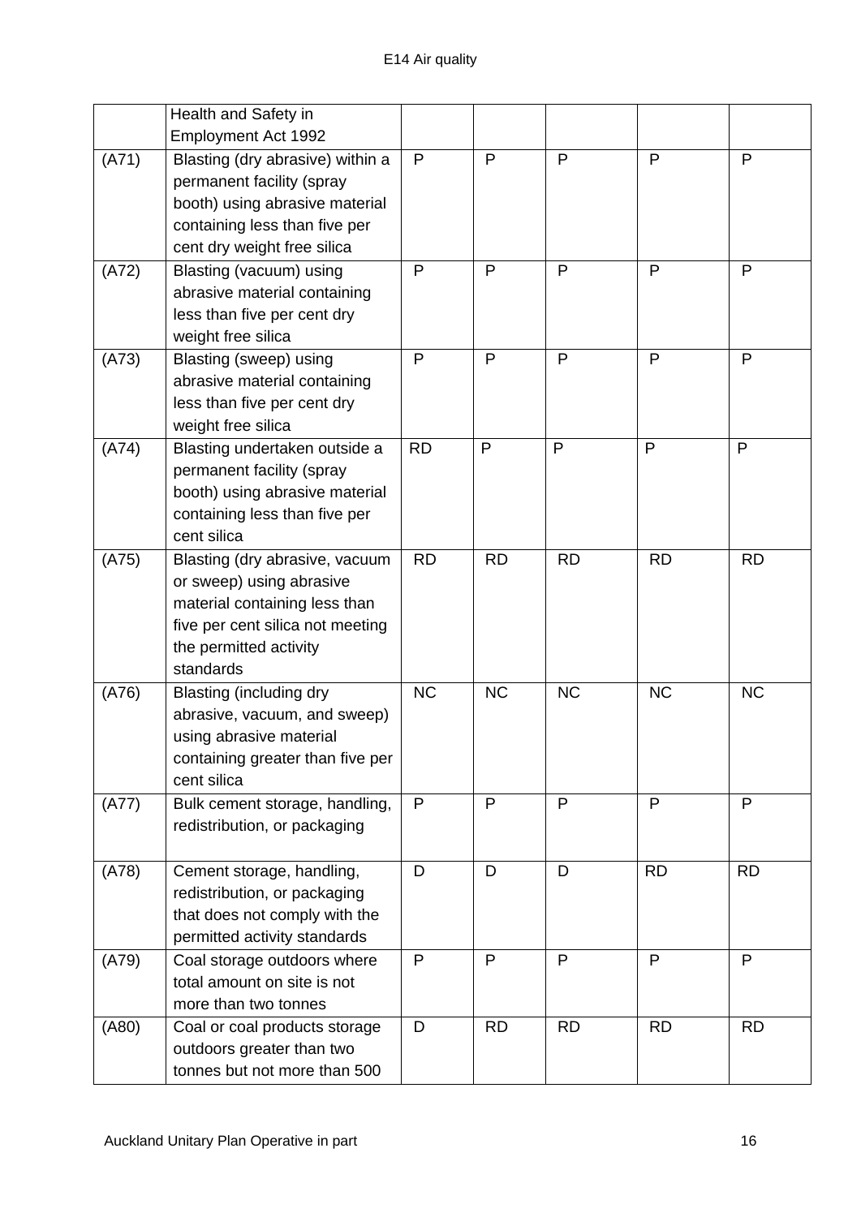| | Health and Safety in Employment Act 1992 | | | | | |
|---|---|---|---|---|---|---|
| (A71) | Blasting (dry abrasive) within a permanent facility (spray booth) using abrasive material containing less than five per cent dry weight free silica | P | P | P | P | P |
| (A72) | Blasting (vacuum) using abrasive material containing less than five per cent dry weight free silica | P | P | P | P | P |
| (A73) | Blasting (sweep) using abrasive material containing less than five per cent dry weight free silica | P | P | P | P | P |
| (A74) | Blasting undertaken outside a permanent facility (spray booth) using abrasive material containing less than five per cent silica | RD | P | P | P | P |
| (A75) | Blasting (dry abrasive, vacuum or sweep) using abrasive material containing less than five per cent silica not meeting the permitted activity standards | RD | RD | RD | RD | RD |
| (A76) | Blasting (including dry abrasive, vacuum, and sweep) using abrasive material containing greater than five per cent silica | NC | NC | NC | NC | NC |
| (A77) | Bulk cement storage, handling, redistribution, or packaging | P | P | P | P | P |
| (A78) | Cement storage, handling, redistribution, or packaging that does not comply with the permitted activity standards | D | D | D | RD | RD |
| (A79) | Coal storage outdoors where total amount on site is not more than two tonnes | P | P | P | P | P |
| (A80) | Coal or coal products storage outdoors greater than two tonnes but not more than 500 | D | RD | RD | RD | RD |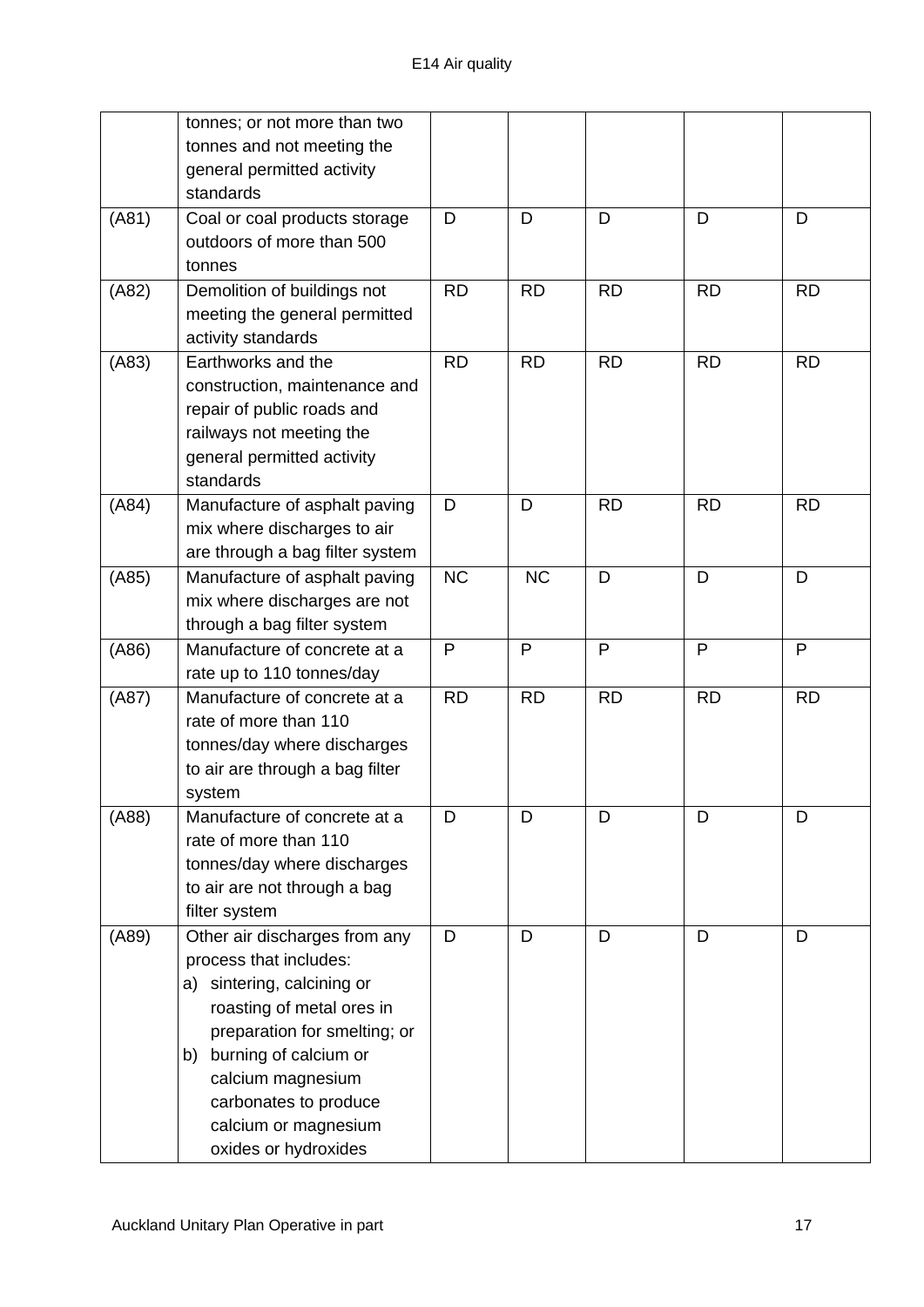|  |  |  |  |  |  |  |
|---|---|---|---|---|---|---|
|  | tonnes; or not more than two tonnes and not meeting the general permitted activity standards |  |  |  |  |  |
| (A81) | Coal or coal products storage outdoors of more than 500 tonnes | D | D | D | D | D |
| (A82) | Demolition of buildings not meeting the general permitted activity standards | RD | RD | RD | RD | RD |
| (A83) | Earthworks and the construction, maintenance and repair of public roads and railways not meeting the general permitted activity standards | RD | RD | RD | RD | RD |
| (A84) | Manufacture of asphalt paving mix where discharges to air are through a bag filter system | D | D | RD | RD | RD |
| (A85) | Manufacture of asphalt paving mix where discharges are not through a bag filter system | NC | NC | D | D | D |
| (A86) | Manufacture of concrete at a rate up to 110 tonnes/day | P | P | P | P | P |
| (A87) | Manufacture of concrete at a rate of more than 110 tonnes/day where discharges to air are through a bag filter system | RD | RD | RD | RD | RD |
| (A88) | Manufacture of concrete at a rate of more than 110 tonnes/day where discharges to air are not through a bag filter system | D | D | D | D | D |
| (A89) | Other air discharges from any process that includes: a) sintering, calcining or roasting of metal ores in preparation for smelting; or b) burning of calcium or calcium magnesium carbonates to produce calcium or magnesium oxides or hydroxides | D | D | D | D | D |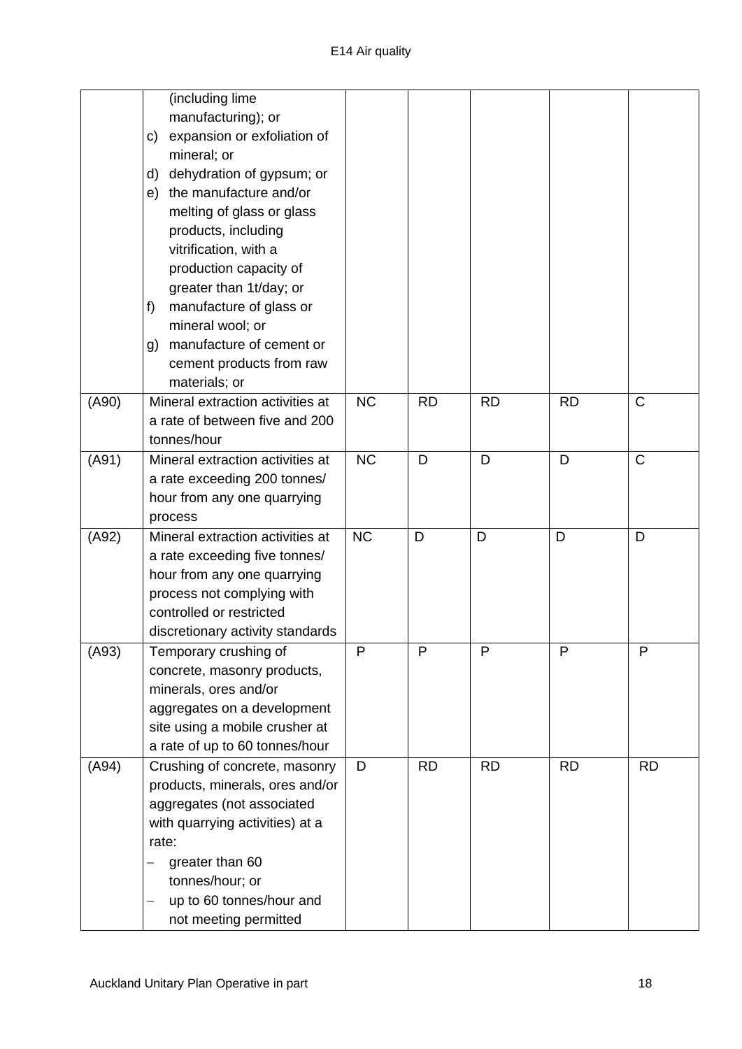| | | | | | | |
|---|---|---|---|---|---|---|
| | (including lime manufacturing); or<br>c) expansion or exfoliation of mineral; or<br>d) dehydration of gypsum; or<br>e) the manufacture and/or melting of glass or glass products, including vitrification, with a production capacity of greater than 1t/day; or<br>f) manufacture of glass or mineral wool; or<br>g) manufacture of cement or cement products from raw materials; or | | | | | |
| (A90) | Mineral extraction activities at a rate of between five and 200 tonnes/hour | NC | RD | RD | RD | C |
| (A91) | Mineral extraction activities at a rate exceeding 200 tonnes/ hour from any one quarrying process | NC | D | D | D | C |
| (A92) | Mineral extraction activities at a rate exceeding five tonnes/ hour from any one quarrying process not complying with controlled or restricted discretionary activity standards | NC | D | D | D | D |
| (A93) | Temporary crushing of concrete, masonry products, minerals, ores and/or aggregates on a development site using a mobile crusher at a rate of up to 60 tonnes/hour | P | P | P | P | P |
| (A94) | Crushing of concrete, masonry products, minerals, ores and/or aggregates (not associated with quarrying activities) at a rate:<br>– greater than 60 tonnes/hour; or<br>– up to 60 tonnes/hour and not meeting permitted | D | RD | RD | RD | RD |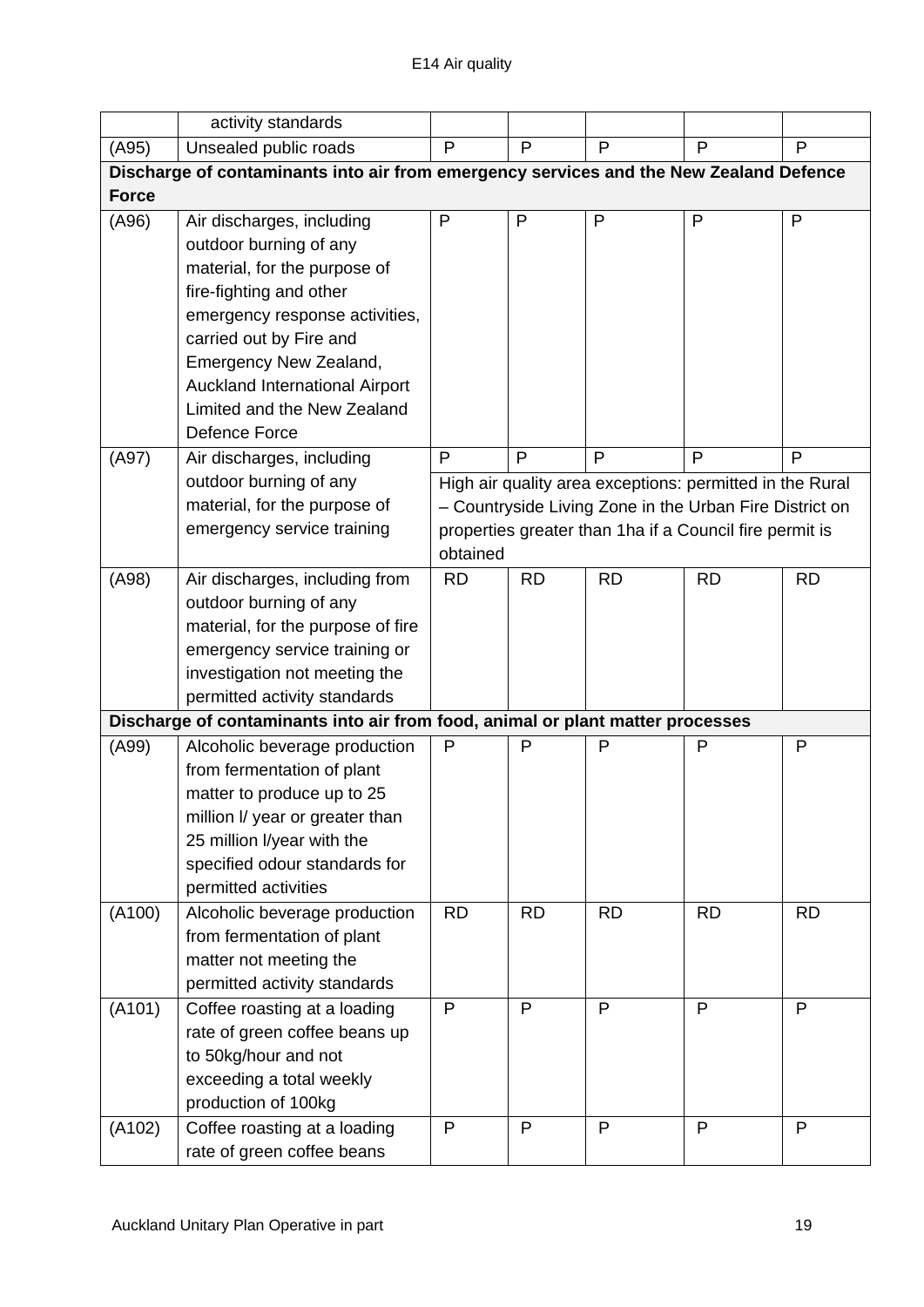| | activity standards | | | | | |
|---|---|---|---|---|---|---|
| (A95) | Unsealed public roads | P | P | P | P | P |
| **Discharge of contaminants into air from emergency services and the New Zealand Defence Force** | | | | | | |
| (A96) | Air discharges, including outdoor burning of any material, for the purpose of fire-fighting and other emergency response activities, carried out by Fire and Emergency New Zealand, Auckland International Airport Limited and the New Zealand Defence Force | P | P | P | P | P |
| (A97) | Air discharges, including outdoor burning of any material, for the purpose of emergency service training | P<br>High air quality area exceptions: permitted in the Rural – Countryside Living Zone in the Urban Fire District on properties greater than 1ha if a Council fire permit is obtained | P | P | P | P |
| (A98) | Air discharges, including from outdoor burning of any material, for the purpose of fire emergency service training or investigation not meeting the permitted activity standards | RD | RD | RD | RD | RD |
| **Discharge of contaminants into air from food, animal or plant matter processes** | | | | | | |
| (A99) | Alcoholic beverage production from fermentation of plant matter to produce up to 25 million l/ year or greater than 25 million l/year with the specified odour standards for permitted activities | P | P | P | P | P |
| (A100) | Alcoholic beverage production from fermentation of plant matter not meeting the permitted activity standards | RD | RD | RD | RD | RD |
| (A101) | Coffee roasting at a loading rate of green coffee beans up to 50kg/hour and not exceeding a total weekly production of 100kg | P | P | P | P | P |
| (A102) | Coffee roasting at a loading rate of green coffee beans | P | P | P | P | P |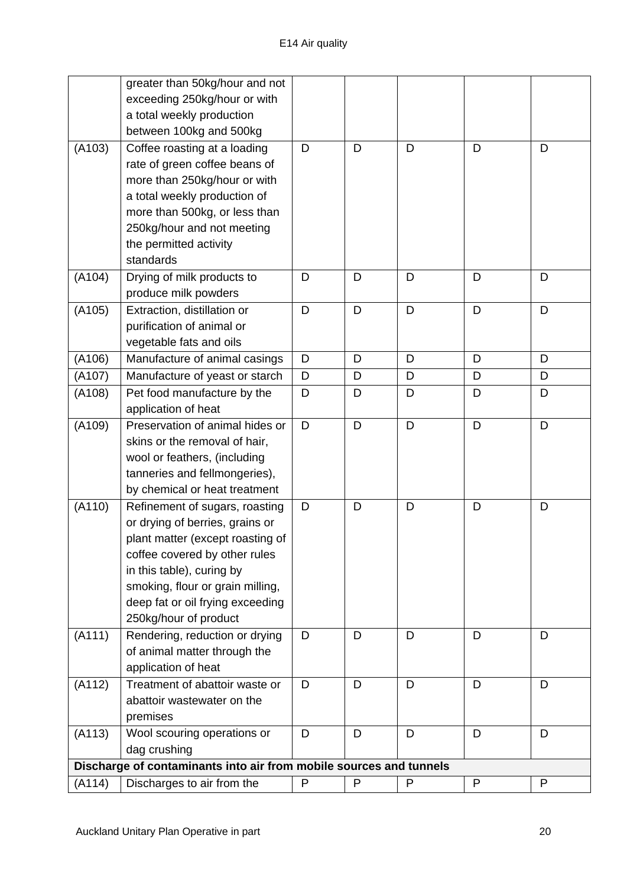| | | | | | | |
|---|---|---|---|---|---|---|
| | greater than 50kg/hour and not exceeding 250kg/hour or with a total weekly production between 100kg and 500kg | | | | | |
| (A103) | Coffee roasting at a loading rate of green coffee beans of more than 250kg/hour or with a total weekly production of more than 500kg, or less than 250kg/hour and not meeting the permitted activity standards | D | D | D | D | D |
| (A104) | Drying of milk products to produce milk powders | D | D | D | D | D |
| (A105) | Extraction, distillation or purification of animal or vegetable fats and oils | D | D | D | D | D |
| (A106) | Manufacture of animal casings | D | D | D | D | D |
| (A107) | Manufacture of yeast or starch | D | D | D | D | D |
| (A108) | Pet food manufacture by the application of heat | D | D | D | D | D |
| (A109) | Preservation of animal hides or skins or the removal of hair, wool or feathers, (including tanneries and fellmongeries), by chemical or heat treatment | D | D | D | D | D |
| (A110) | Refinement of sugars, roasting or drying of berries, grains or plant matter (except roasting of coffee covered by other rules in this table), curing by smoking, flour or grain milling, deep fat or oil frying exceeding 250kg/hour of product | D | D | D | D | D |
| (A111) | Rendering, reduction or drying of animal matter through the application of heat | D | D | D | D | D |
| (A112) | Treatment of abattoir waste or abattoir wastewater on the premises | D | D | D | D | D |
| (A113) | Wool scouring operations or dag crushing | D | D | D | D | D |
| **Discharge of contaminants into air from mobile sources and tunnels** | | | | | | |
| (A114) | Discharges to air from the | P | P | P | P | P |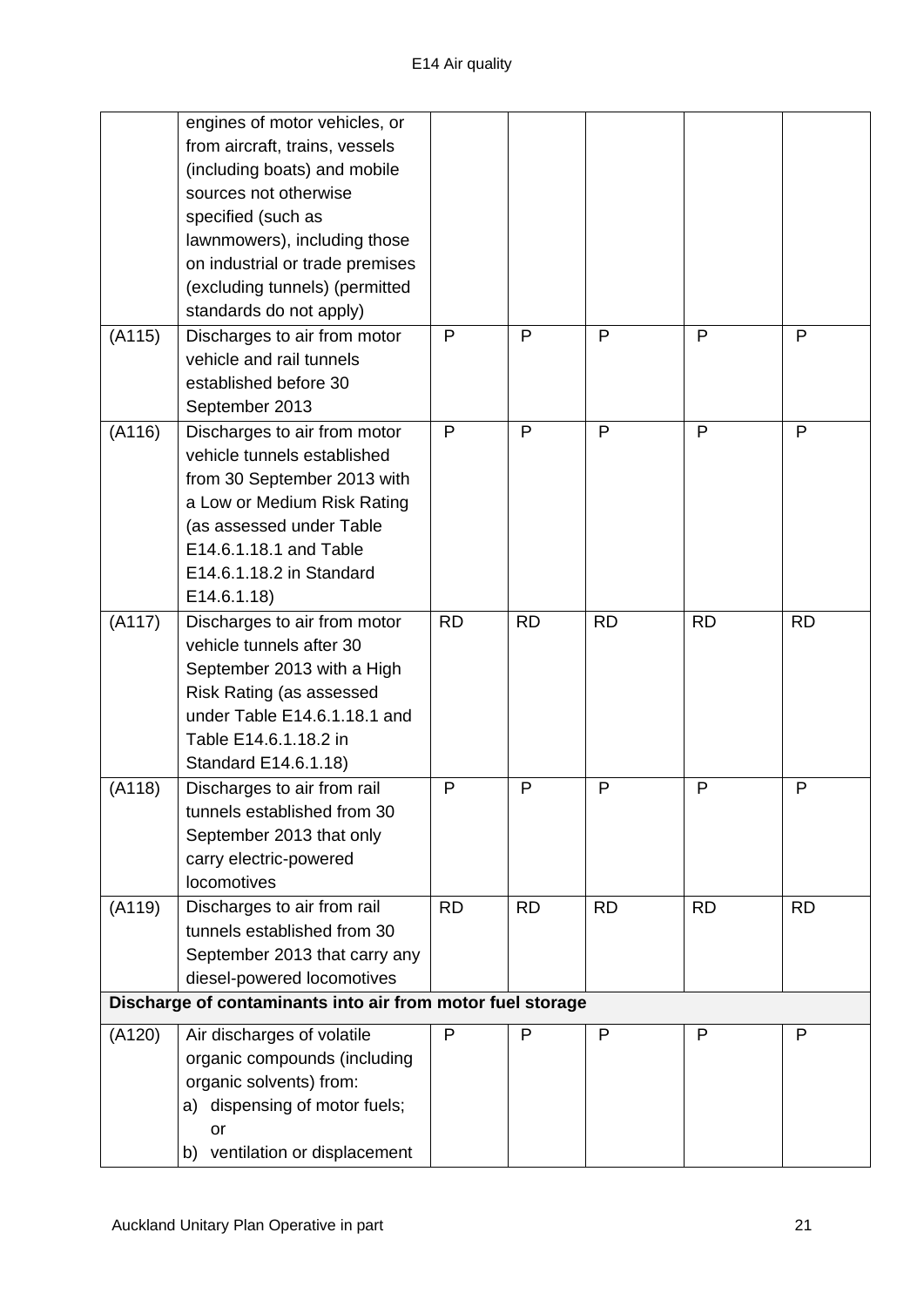| | | | | | | |
|---|---|---|---|---|---|---|
| | engines of motor vehicles, or from aircraft, trains, vessels (including boats) and mobile sources not otherwise specified (such as lawnmowers), including those on industrial or trade premises (excluding tunnels) (permitted standards do not apply) | | | | | |
| (A115) | Discharges to air from motor vehicle and rail tunnels established before 30 September 2013 | P | P | P | P | P |
| (A116) | Discharges to air from motor vehicle tunnels established from 30 September 2013 with a Low or Medium Risk Rating (as assessed under Table E14.6.1.18.1 and Table E14.6.1.18.2 in Standard E14.6.1.18) | P | P | P | P | P |
| (A117) | Discharges to air from motor vehicle tunnels after 30 September 2013 with a High Risk Rating (as assessed under Table E14.6.1.18.1 and Table E14.6.1.18.2 in Standard E14.6.1.18) | RD | RD | RD | RD | RD |
| (A118) | Discharges to air from rail tunnels established from 30 September 2013 that only carry electric-powered locomotives | P | P | P | P | P |
| (A119) | Discharges to air from rail tunnels established from 30 September 2013 that carry any diesel-powered locomotives | RD | RD | RD | RD | RD |
| **Discharge of contaminants into air from motor fuel storage** | | | | | | |
| (A120) | Air discharges of volatile organic compounds (including organic solvents) from:<br>a) dispensing of motor fuels; or<br>b) ventilation or displacement | P | P | P | P | P |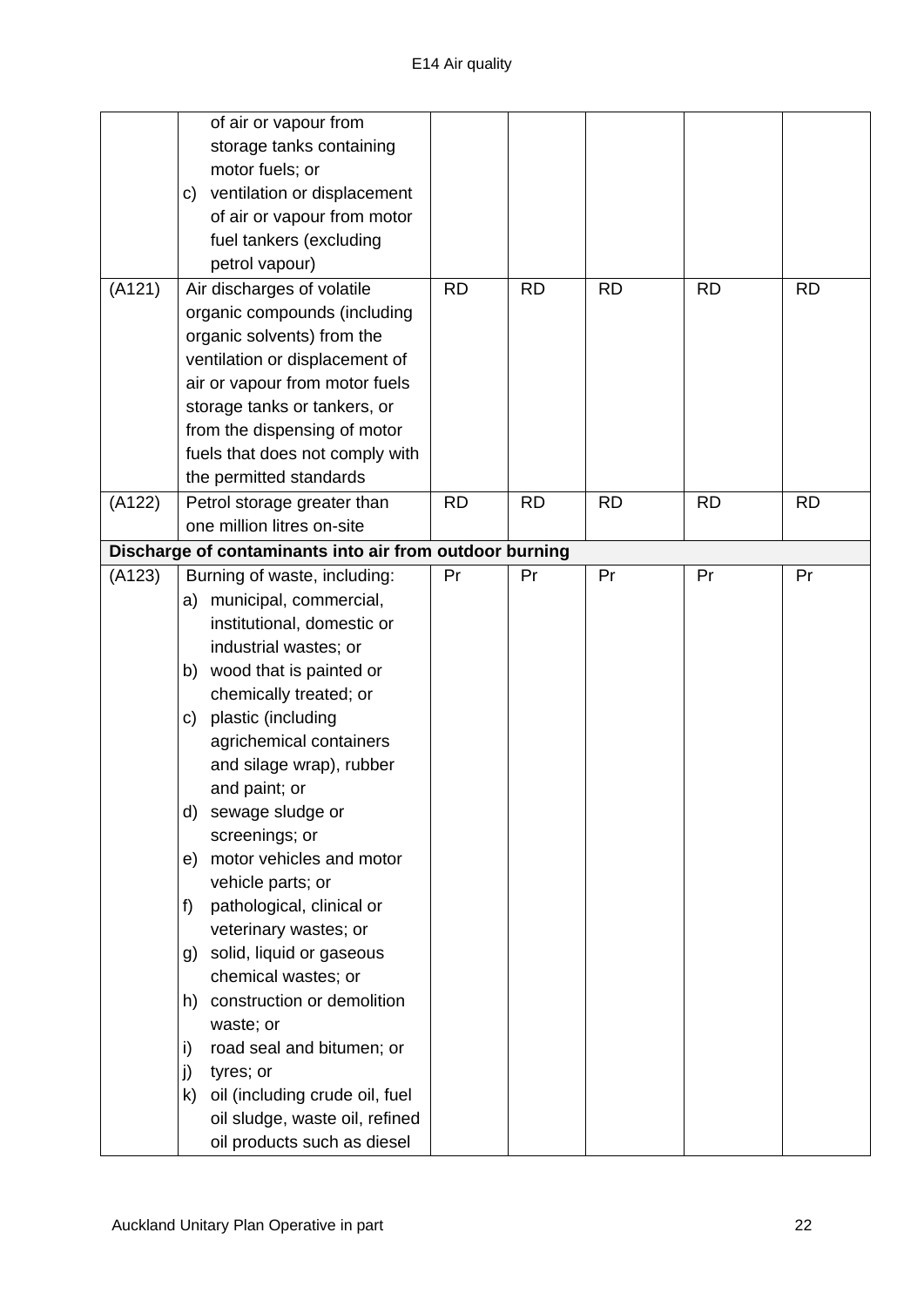| | | | | | | |
|---|---|---|---|---|---|---|
| | of air or vapour from storage tanks containing motor fuels; or<br>c) ventilation or displacement of air or vapour from motor fuel tankers (excluding petrol vapour) | | | | | |
| (A121) | Air discharges of volatile organic compounds (including organic solvents) from the ventilation or displacement of air or vapour from motor fuels storage tanks or tankers, or from the dispensing of motor fuels that does not comply with the permitted standards | RD | RD | RD | RD | RD |
| (A122) | Petrol storage greater than one million litres on-site | RD | RD | RD | RD | RD |
| **Discharge of contaminants into air from outdoor burning** | | | | | | |
| (A123) | Burning of waste, including:<br>a) municipal, commercial, institutional, domestic or industrial wastes; or<br>b) wood that is painted or chemically treated; or<br>c) plastic (including agrichemical containers and silage wrap), rubber and paint; or<br>d) sewage sludge or screenings; or<br>e) motor vehicles and motor vehicle parts; or<br>f) pathological, clinical or veterinary wastes; or<br>g) solid, liquid or gaseous chemical wastes; or<br>h) construction or demolition waste; or<br>i) road seal and bitumen; or<br>j) tyres; or<br>k) oil (including crude oil, fuel oil sludge, waste oil, refined oil products such as diesel | Pr | Pr | Pr | Pr | Pr |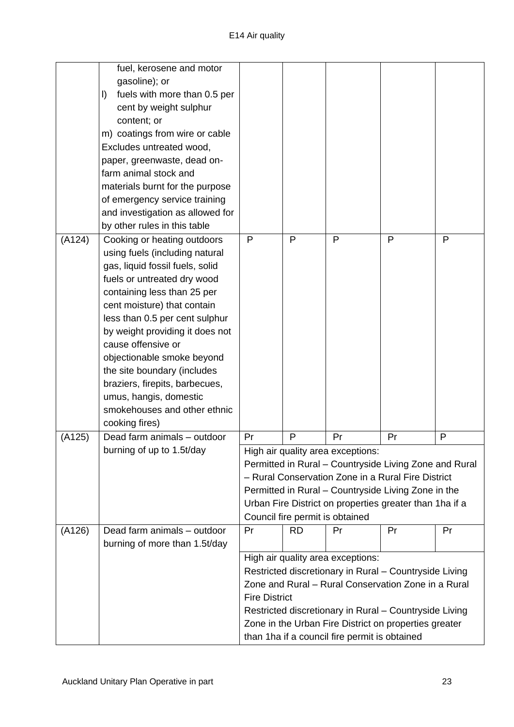| | | | | | | |
|---|---|---|---|---|---|---|
| | fuel, kerosene and motor gasoline); or<br>l) fuels with more than 0.5 per cent by weight sulphur content; or<br>m) coatings from wire or cable<br>Excludes untreated wood, paper, greenwaste, dead on-farm animal stock and materials burnt for the purpose of emergency service training and investigation as allowed for by other rules in this table | | | | | |
| (A124) | Cooking or heating outdoors using fuels (including natural gas, liquid fossil fuels, solid fuels or untreated dry wood containing less than 25 per cent moisture) that contain less than 0.5 per cent sulphur by weight providing it does not cause offensive or objectionable smoke beyond the site boundary (includes braziers, firepits, barbecues, umus, hangis, domestic smokehouses and other ethnic cooking fires) | P | P | P | P | P |
| (A125) | Dead farm animals – outdoor burning of up to 1.5t/day | Pr | P | Pr | Pr | P |
| | | High air quality area exceptions:<br>Permitted in Rural – Countryside Living Zone and Rural – Rural Conservation Zone in a Rural Fire District<br>Permitted in Rural – Countryside Living Zone in the Urban Fire District on properties greater than 1ha if a Council fire permit is obtained | | | | |
| (A126) | Dead farm animals – outdoor burning of more than 1.5t/day | Pr | RD | Pr | Pr | Pr |
| | | High air quality area exceptions:<br>Restricted discretionary in Rural – Countryside Living Zone and Rural – Rural Conservation Zone in a Rural Fire District<br>Restricted discretionary in Rural – Countryside Living Zone in the Urban Fire District on properties greater than 1ha if a council fire permit is obtained | | | | |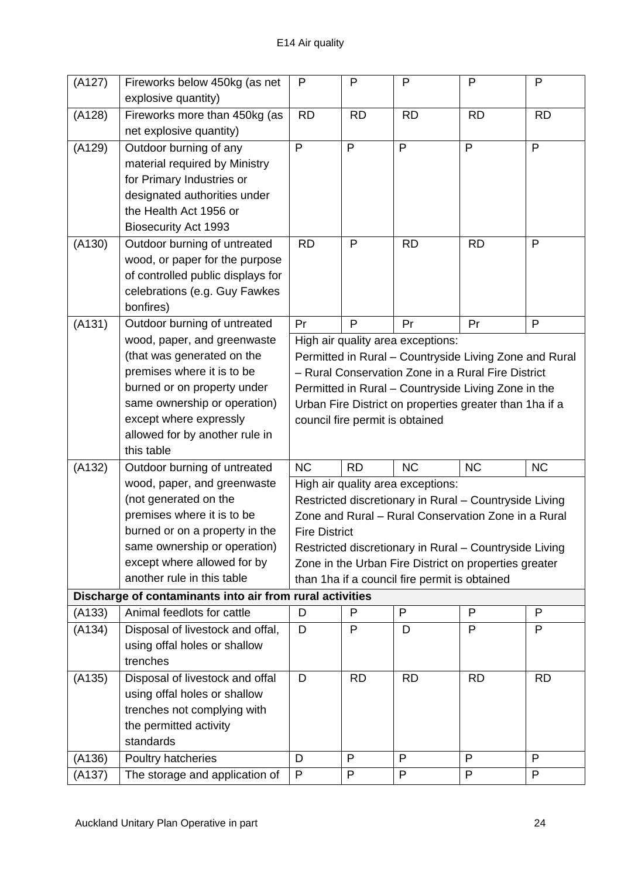| | | | | | | |
|---|---|---|---|---|---|---|
| (A127) | Fireworks below 450kg (as net explosive quantity) | P | P | P | P | P |
| (A128) | Fireworks more than 450kg (as net explosive quantity) | RD | RD | RD | RD | RD |
| (A129) | Outdoor burning of any material required by Ministry for Primary Industries or designated authorities under the Health Act 1956 or Biosecurity Act 1993 | P | P | P | P | P |
| (A130) | Outdoor burning of untreated wood, or paper for the purpose of controlled public displays for celebrations (e.g. Guy Fawkes bonfires) | RD | P | RD | RD | P |
| (A131) | Outdoor burning of untreated wood, paper, and greenwaste (that was generated on the premises where it is to be burned or on property under same ownership or operation) except where expressly allowed for by another rule in this table | Pr | P | Pr | Pr | P |
| | | High air quality area exceptions: Permitted in Rural – Countryside Living Zone and Rural – Rural Conservation Zone in a Rural Fire District Permitted in Rural – Countryside Living Zone in the Urban Fire District on properties greater than 1ha if a council fire permit is obtained | | | | |
| (A132) | Outdoor burning of untreated wood, paper, and greenwaste (not generated on the premises where it is to be burned or on a property in the same ownership or operation) except where allowed for by another rule in this table | NC | RD | NC | NC | NC |
| | | High air quality area exceptions: Restricted discretionary in Rural – Countryside Living Zone and Rural – Rural Conservation Zone in a Rural Fire District Restricted discretionary in Rural – Countryside Living Zone in the Urban Fire District on properties greater than 1ha if a council fire permit is obtained | | | | |
| **Discharge of contaminants into air from rural activities** | | | | | | |
| (A133) | Animal feedlots for cattle | D | P | P | P | P |
| (A134) | Disposal of livestock and offal, using offal holes or shallow trenches | D | P | D | P | P |
| (A135) | Disposal of livestock and offal using offal holes or shallow trenches not complying with the permitted activity standards | D | RD | RD | RD | RD |
| (A136) | Poultry hatcheries | D | P | P | P | P |
| (A137) | The storage and application of | P | P | P | P | P |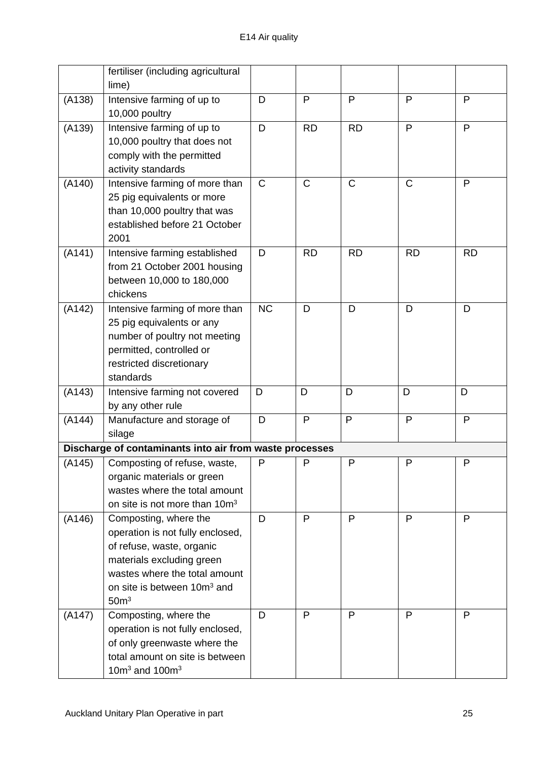| | | | | | | |
|---|---|---|---|---|---|---|
| | fertiliser (including agricultural lime) | | | | | |
| (A138) | Intensive farming of up to 10,000 poultry | D | P | P | P | P |
| (A139) | Intensive farming of up to 10,000 poultry that does not comply with the permitted activity standards | D | RD | RD | P | P |
| (A140) | Intensive farming of more than 25 pig equivalents or more than 10,000 poultry that was established before 21 October 2001 | C | C | C | C | P |
| (A141) | Intensive farming established from 21 October 2001 housing between 10,000 to 180,000 chickens | D | RD | RD | RD | RD |
| (A142) | Intensive farming of more than 25 pig equivalents or any number of poultry not meeting permitted, controlled or restricted discretionary standards | NC | D | D | D | D |
| (A143) | Intensive farming not covered by any other rule | D | D | D | D | D |
| (A144) | Manufacture and storage of silage | D | P | P | P | P |
| **Discharge of contaminants into air from waste processes** | | | | | | |
| (A145) | Composting of refuse, waste, organic materials or green wastes where the total amount on site is not more than $10m^3$ | P | P | P | P | P |
| (A146) | Composting, where the operation is not fully enclosed, of refuse, waste, organic materials excluding green wastes where the total amount on site is between $10m^3$ and $50m^3$ | D | P | P | P | P |
| (A147) | Composting, where the operation is not fully enclosed, of only greenwaste where the total amount on site is between $10m^3$ and $100m^3$ | D | P | P | P | P |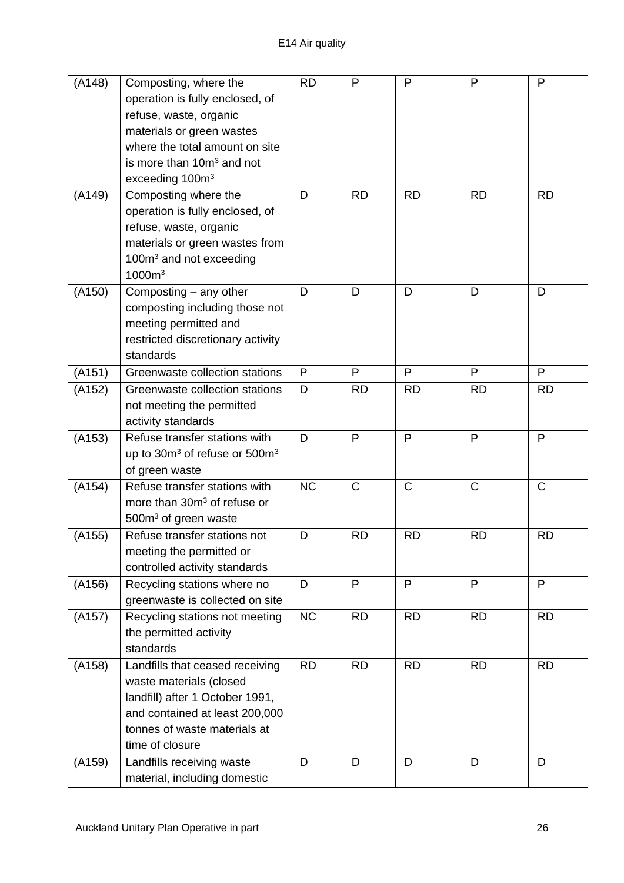| (A148) | Composting, where the operation is fully enclosed, of refuse, waste, organic materials or green wastes where the total amount on site is more than $10m^3$ and not exceeding $100m^3$ | RD | P | P | P | P |
|---|---|---|---|---|---|---|
| (A149) | Composting where the operation is fully enclosed, of refuse, waste, organic materials or green wastes from $100m^3$ and not exceeding $1000m^3$ | D | RD | RD | RD | RD |
| (A150) | Composting – any other composting including those not meeting permitted and restricted discretionary activity standards | D | D | D | D | D |
| (A151) | Greenwaste collection stations | P | P | P | P | P |
| (A152) | Greenwaste collection stations not meeting the permitted activity standards | D | RD | RD | RD | RD |
| (A153) | Refuse transfer stations with up to $30m^3$ of refuse or $500m^3$ of green waste | D | P | P | P | P |
| (A154) | Refuse transfer stations with more than $30m^3$ of refuse or $500m^3$ of green waste | NC | C | C | C | C |
| (A155) | Refuse transfer stations not meeting the permitted or controlled activity standards | D | RD | RD | RD | RD |
| (A156) | Recycling stations where no greenwaste is collected on site | D | P | P | P | P |
| (A157) | Recycling stations not meeting the permitted activity standards | NC | RD | RD | RD | RD |
| (A158) | Landfills that ceased receiving waste materials (closed landfill) after 1 October 1991, and contained at least 200,000 tonnes of waste materials at time of closure | RD | RD | RD | RD | RD |
| (A159) | Landfills receiving waste material, including domestic | D | D | D | D | D |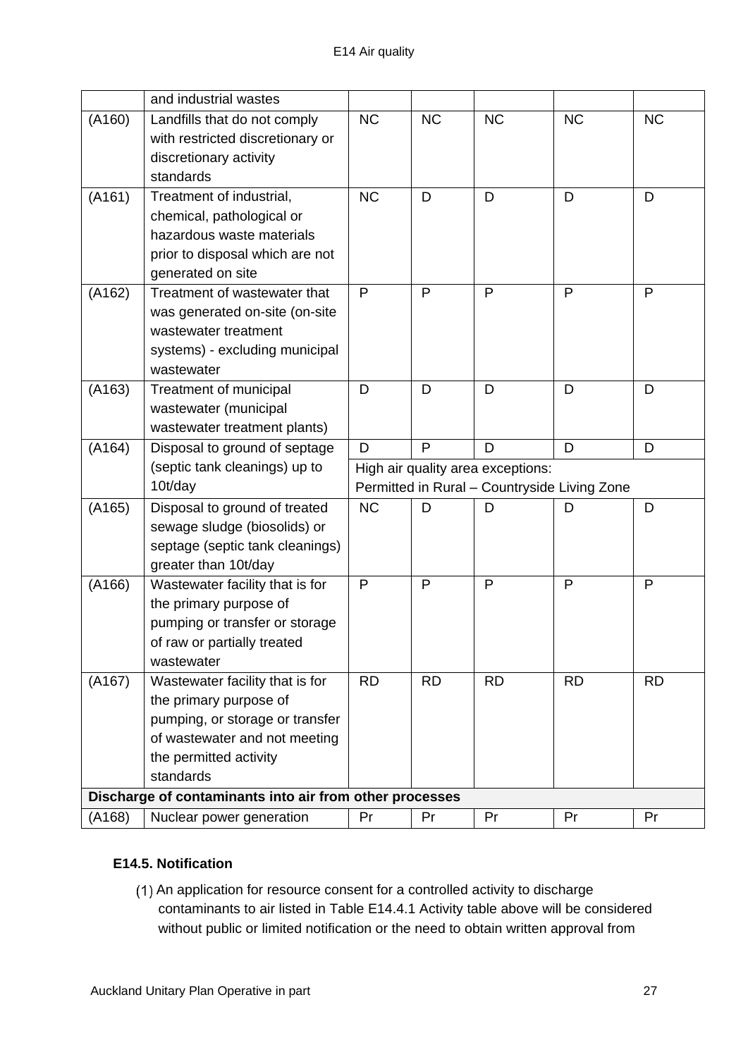| | | | | | | |
|---|---|---|---|---|---|---|
| | and industrial wastes | | | | | |
| (A160) | Landfills that do not comply with restricted discretionary or discretionary activity standards | NC | NC | NC | NC | NC |
| (A161) | Treatment of industrial, chemical, pathological or hazardous waste materials prior to disposal which are not generated on site | NC | D | D | D | D |
| (A162) | Treatment of wastewater that was generated on-site (on-site wastewater treatment systems) - excluding municipal wastewater | P | P | P | P | P |
| (A163) | Treatment of municipal wastewater (municipal wastewater treatment plants) | D | D | D | D | D |
| (A164) | Disposal to ground of septage (septic tank cleanings) up to 10t/day | D | P | D | D | D |
| | | High air quality area exceptions: Permitted in Rural – Countryside Living Zone | | | | |
| (A165) | Disposal to ground of treated sewage sludge (biosolids) or septage (septic tank cleanings) greater than 10t/day | NC | D | D | D | D |
| (A166) | Wastewater facility that is for the primary purpose of pumping or transfer or storage of raw or partially treated wastewater | P | P | P | P | P |
| (A167) | Wastewater facility that is for the primary purpose of pumping, or storage or transfer of wastewater and not meeting the permitted activity standards | RD | RD | RD | RD | RD |
| **Discharge of contaminants into air from other processes** | | | | | | |
| (A168) | Nuclear power generation | Pr | Pr | Pr | Pr | Pr |

### E14.5. Notification

(1) An application for resource consent for a controlled activity to discharge contaminants to air listed in Table E14.4.1 Activity table above will be considered without public or limited notification or the need to obtain written approval from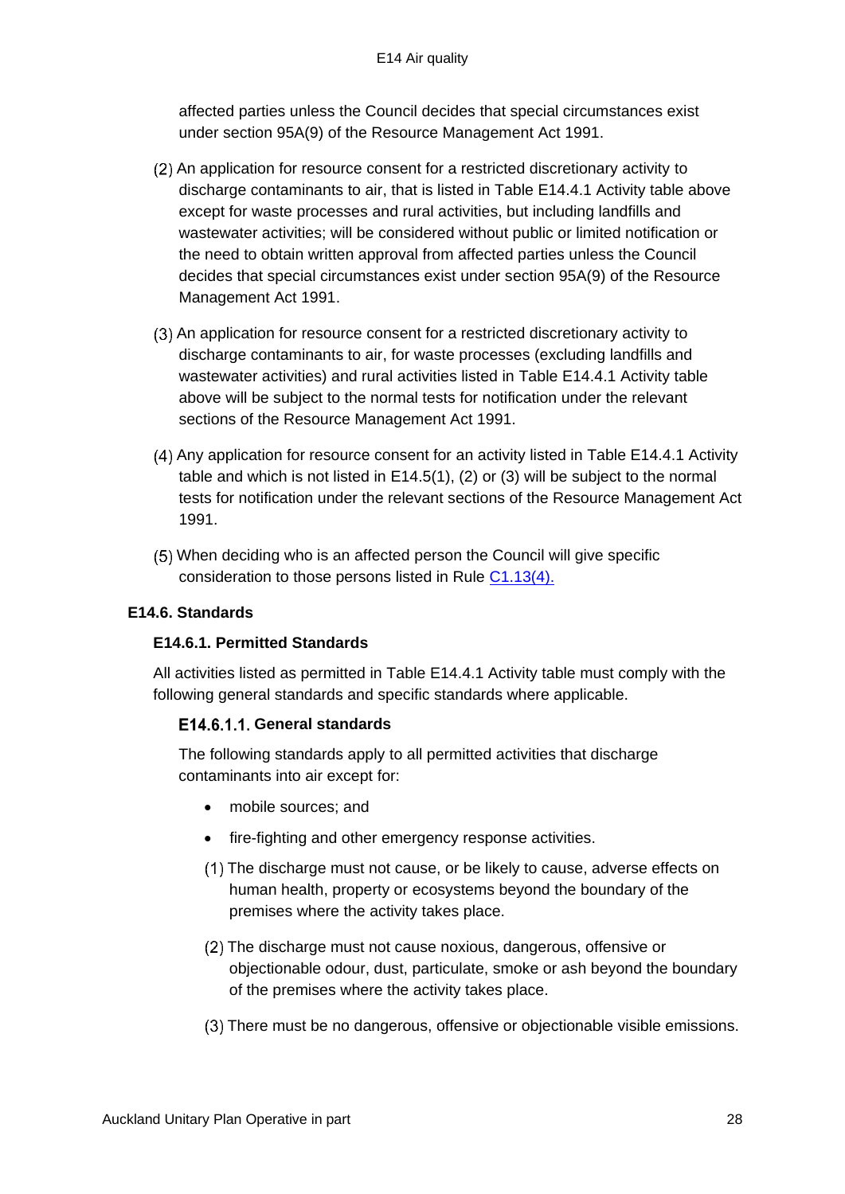affected parties unless the Council decides that special circumstances exist under section 95A(9) of the Resource Management Act 1991.

(2) An application for resource consent for a restricted discretionary activity to discharge contaminants to air, that is listed in Table E14.4.1 Activity table above except for waste processes and rural activities, but including landfills and wastewater activities; will be considered without public or limited notification or the need to obtain written approval from affected parties unless the Council decides that special circumstances exist under section 95A(9) of the Resource Management Act 1991.

(3) An application for resource consent for a restricted discretionary activity to discharge contaminants to air, for waste processes (excluding landfills and wastewater activities) and rural activities listed in Table E14.4.1 Activity table above will be subject to the normal tests for notification under the relevant sections of the Resource Management Act 1991.

(4) Any application for resource consent for an activity listed in Table E14.4.1 Activity table and which is not listed in E14.5(1), (2) or (3) will be subject to the normal tests for notification under the relevant sections of the Resource Management Act 1991.

(5) When deciding who is an affected person the Council will give specific consideration to those persons listed in Rule C1.13(4).

## E14.6. Standards

### E14.6.1. Permitted Standards

All activities listed as permitted in Table E14.4.1 Activity table must comply with the following general standards and specific standards where applicable.

#### E14.6.1.1. General standards

The following standards apply to all permitted activities that discharge contaminants into air except for:

- mobile sources; and
- fire-fighting and other emergency response activities.

(1) The discharge must not cause, or be likely to cause, adverse effects on human health, property or ecosystems beyond the boundary of the premises where the activity takes place.

(2) The discharge must not cause noxious, dangerous, offensive or objectionable odour, dust, particulate, smoke or ash beyond the boundary of the premises where the activity takes place.

(3) There must be no dangerous, offensive or objectionable visible emissions.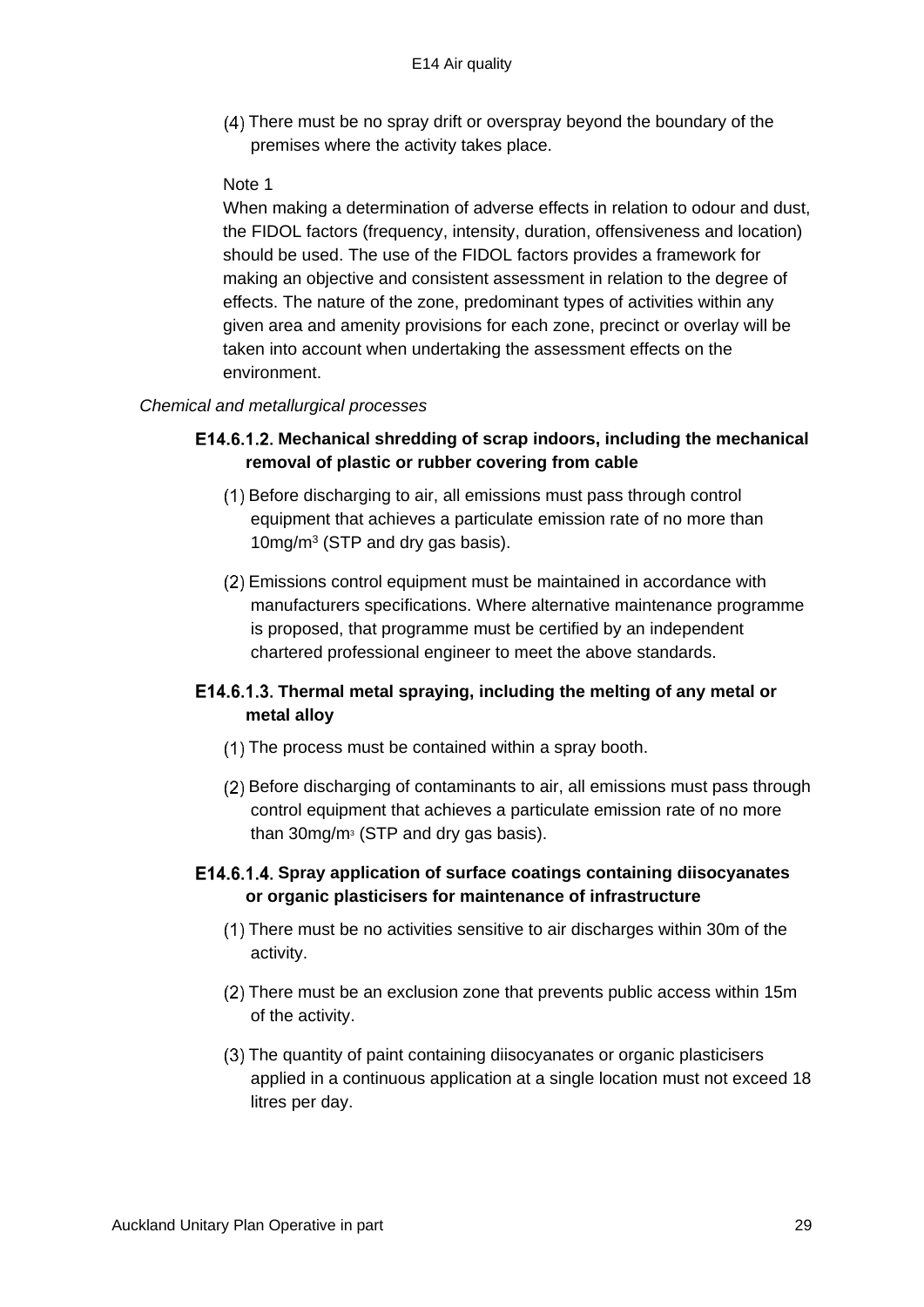(4) There must be no spray drift or overspray beyond the boundary of the premises where the activity takes place.

Note 1

When making a determination of adverse effects in relation to odour and dust, the FIDOL factors (frequency, intensity, duration, offensiveness and location) should be used. The use of the FIDOL factors provides a framework for making an objective and consistent assessment in relation to the degree of effects. The nature of the zone, predominant types of activities within any given area and amenity provisions for each zone, precinct or overlay will be taken into account when undertaking the assessment effects on the environment.

*Chemical and metallurgical processes*

### E14.6.1.2. Mechanical shredding of scrap indoors, including the mechanical removal of plastic or rubber covering from cable

(1) Before discharging to air, all emissions must pass through control equipment that achieves a particulate emission rate of no more than 10mg/m$^3$ (STP and dry gas basis).

(2) Emissions control equipment must be maintained in accordance with manufacturers specifications. Where alternative maintenance programme is proposed, that programme must be certified by an independent chartered professional engineer to meet the above standards.

### E14.6.1.3. Thermal metal spraying, including the melting of any metal or metal alloy

(1) The process must be contained within a spray booth.

(2) Before discharging of contaminants to air, all emissions must pass through control equipment that achieves a particulate emission rate of no more than 30mg/m$^3$ (STP and dry gas basis).

### E14.6.1.4. Spray application of surface coatings containing diisocyanates or organic plasticisers for maintenance of infrastructure

(1) There must be no activities sensitive to air discharges within 30m of the activity.

(2) There must be an exclusion zone that prevents public access within 15m of the activity.

(3) The quantity of paint containing diisocyanates or organic plasticisers applied in a continuous application at a single location must not exceed 18 litres per day.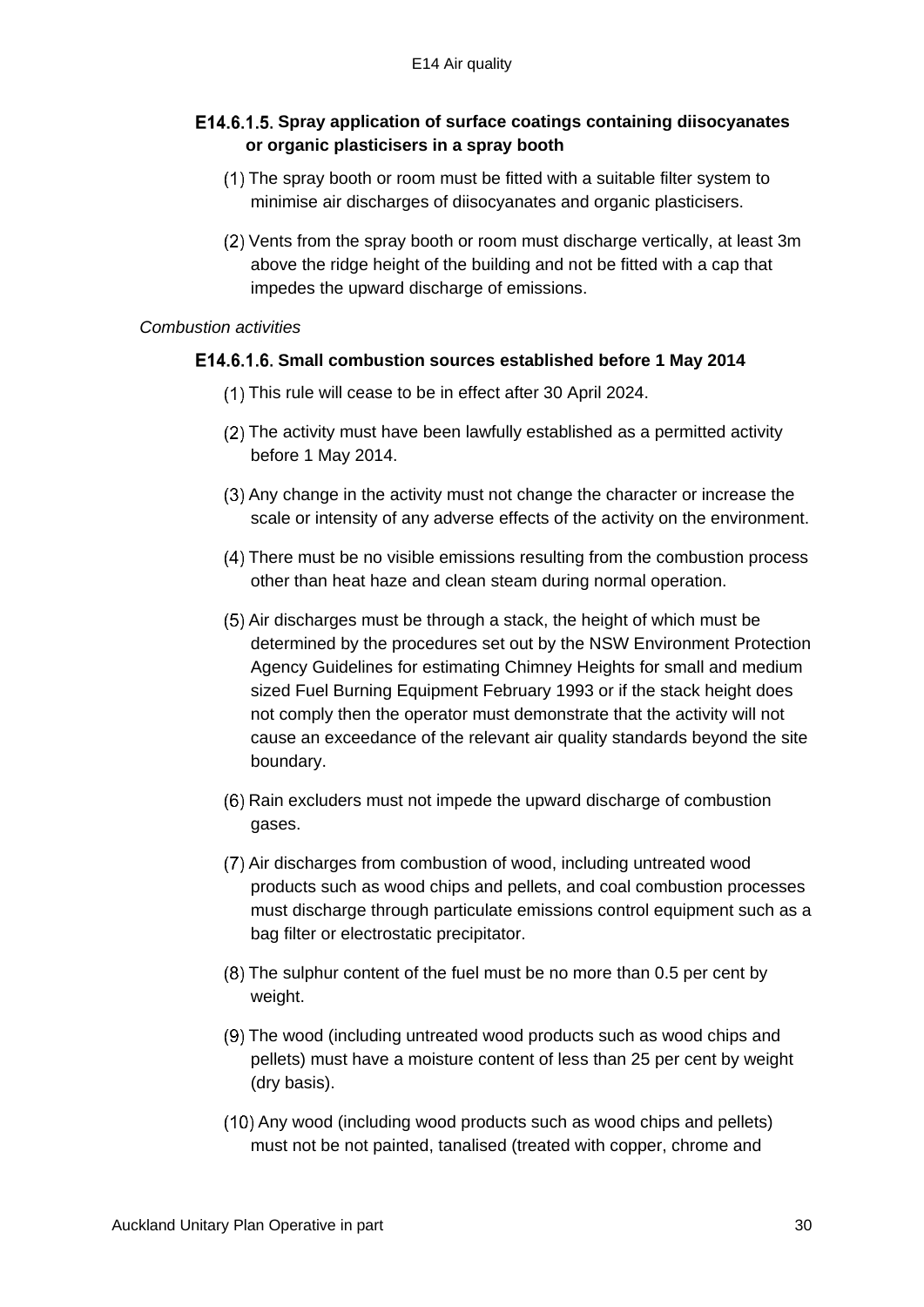### E14.6.1.5. Spray application of surface coatings containing diisocyanates or organic plasticisers in a spray booth

(1) The spray booth or room must be fitted with a suitable filter system to minimise air discharges of diisocyanates and organic plasticisers.

(2) Vents from the spray booth or room must discharge vertically, at least 3m above the ridge height of the building and not be fitted with a cap that impedes the upward discharge of emissions.

*Combustion activities*

### E14.6.1.6. Small combustion sources established before 1 May 2014

(1) This rule will cease to be in effect after 30 April 2024.

(2) The activity must have been lawfully established as a permitted activity before 1 May 2014.

(3) Any change in the activity must not change the character or increase the scale or intensity of any adverse effects of the activity on the environment.

(4) There must be no visible emissions resulting from the combustion process other than heat haze and clean steam during normal operation.

(5) Air discharges must be through a stack, the height of which must be determined by the procedures set out by the NSW Environment Protection Agency Guidelines for estimating Chimney Heights for small and medium sized Fuel Burning Equipment February 1993 or if the stack height does not comply then the operator must demonstrate that the activity will not cause an exceedance of the relevant air quality standards beyond the site boundary.

(6) Rain excluders must not impede the upward discharge of combustion gases.

(7) Air discharges from combustion of wood, including untreated wood products such as wood chips and pellets, and coal combustion processes must discharge through particulate emissions control equipment such as a bag filter or electrostatic precipitator.

(8) The sulphur content of the fuel must be no more than 0.5 per cent by weight.

(9) The wood (including untreated wood products such as wood chips and pellets) must have a moisture content of less than 25 per cent by weight (dry basis).

(10) Any wood (including wood products such as wood chips and pellets) must not be not painted, tanalised (treated with copper, chrome and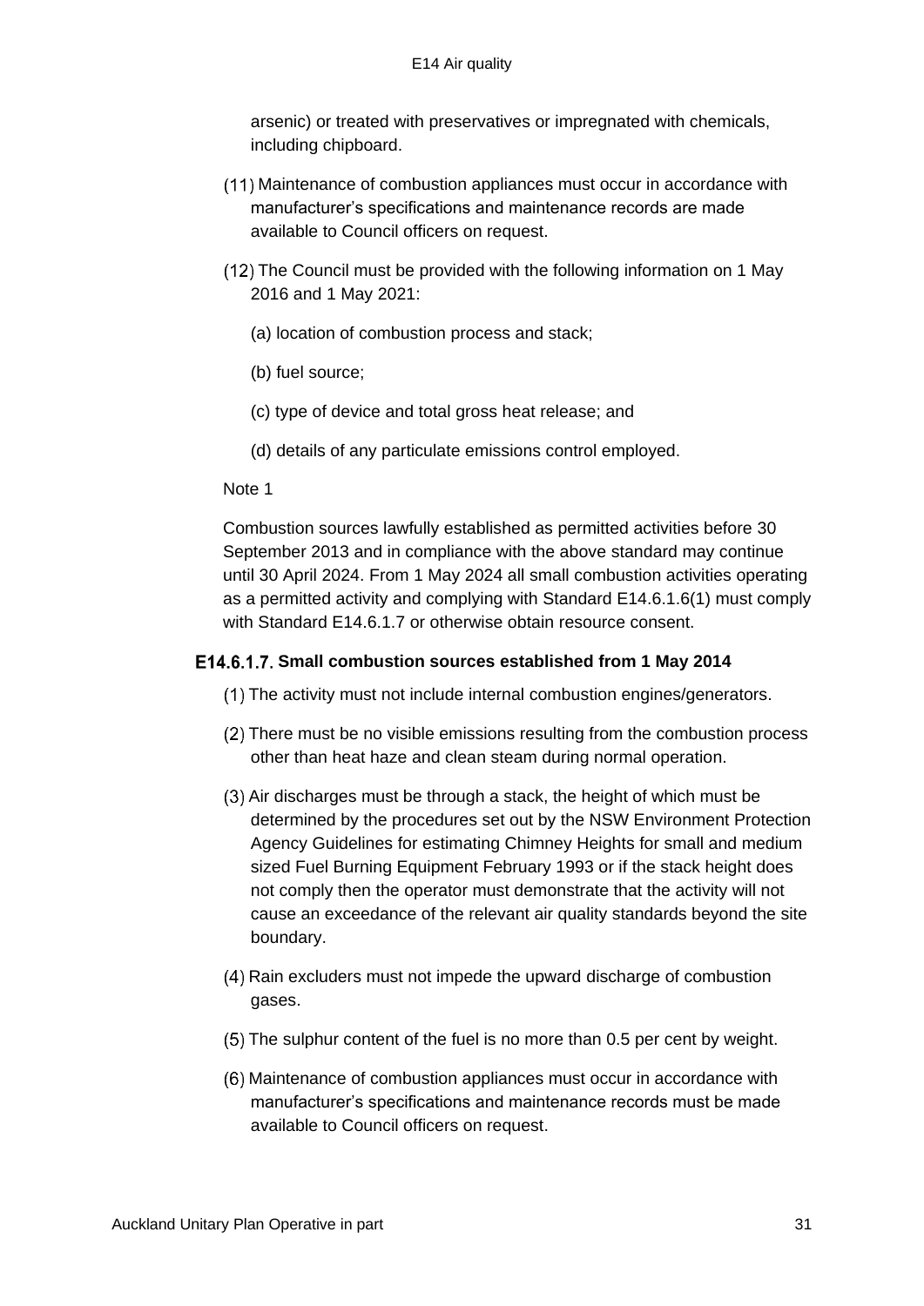arsenic) or treated with preservatives or impregnated with chemicals, including chipboard.

(11) Maintenance of combustion appliances must occur in accordance with manufacturer's specifications and maintenance records are made available to Council officers on request.

(12) The Council must be provided with the following information on 1 May 2016 and 1 May 2021:

(a) location of combustion process and stack;

(b) fuel source;

(c) type of device and total gross heat release; and

(d) details of any particulate emissions control employed.

Note 1

Combustion sources lawfully established as permitted activities before 30 September 2013 and in compliance with the above standard may continue until 30 April 2024. From 1 May 2024 all small combustion activities operating as a permitted activity and complying with Standard E14.6.1.6(1) must comply with Standard E14.6.1.7 or otherwise obtain resource consent.

### E14.6.1.7. Small combustion sources established from 1 May 2014

(1) The activity must not include internal combustion engines/generators.

(2) There must be no visible emissions resulting from the combustion process other than heat haze and clean steam during normal operation.

(3) Air discharges must be through a stack, the height of which must be determined by the procedures set out by the NSW Environment Protection Agency Guidelines for estimating Chimney Heights for small and medium sized Fuel Burning Equipment February 1993 or if the stack height does not comply then the operator must demonstrate that the activity will not cause an exceedance of the relevant air quality standards beyond the site boundary.

(4) Rain excluders must not impede the upward discharge of combustion gases.

(5) The sulphur content of the fuel is no more than 0.5 per cent by weight.

(6) Maintenance of combustion appliances must occur in accordance with manufacturer's specifications and maintenance records must be made available to Council officers on request.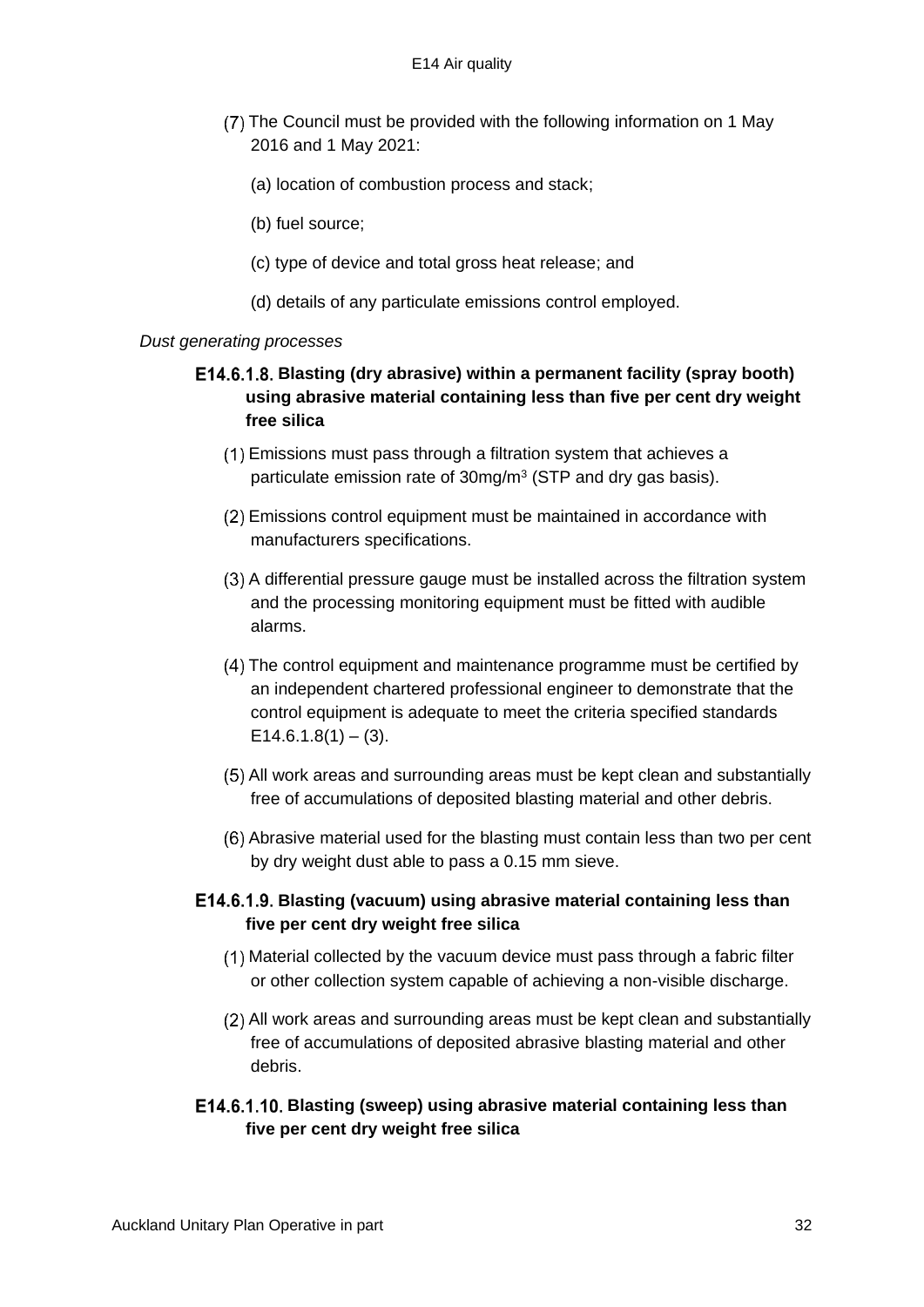(7) The Council must be provided with the following information on 1 May 2016 and 1 May 2021:

(a) location of combustion process and stack;

(b) fuel source;

(c) type of device and total gross heat release; and

(d) details of any particulate emissions control employed.

*Dust generating processes*

### E14.6.1.8. Blasting (dry abrasive) within a permanent facility (spray booth) using abrasive material containing less than five per cent dry weight free silica

(1) Emissions must pass through a filtration system that achieves a particulate emission rate of 30mg/m$^3$ (STP and dry gas basis).

(2) Emissions control equipment must be maintained in accordance with manufacturers specifications.

(3) A differential pressure gauge must be installed across the filtration system and the processing monitoring equipment must be fitted with audible alarms.

(4) The control equipment and maintenance programme must be certified by an independent chartered professional engineer to demonstrate that the control equipment is adequate to meet the criteria specified standards E14.6.1.8(1) – (3).

(5) All work areas and surrounding areas must be kept clean and substantially free of accumulations of deposited blasting material and other debris.

(6) Abrasive material used for the blasting must contain less than two per cent by dry weight dust able to pass a 0.15 mm sieve.

### E14.6.1.9. Blasting (vacuum) using abrasive material containing less than five per cent dry weight free silica

(1) Material collected by the vacuum device must pass through a fabric filter or other collection system capable of achieving a non-visible discharge.

(2) All work areas and surrounding areas must be kept clean and substantially free of accumulations of deposited abrasive blasting material and other debris.

### E14.6.1.10. Blasting (sweep) using abrasive material containing less than five per cent dry weight free silica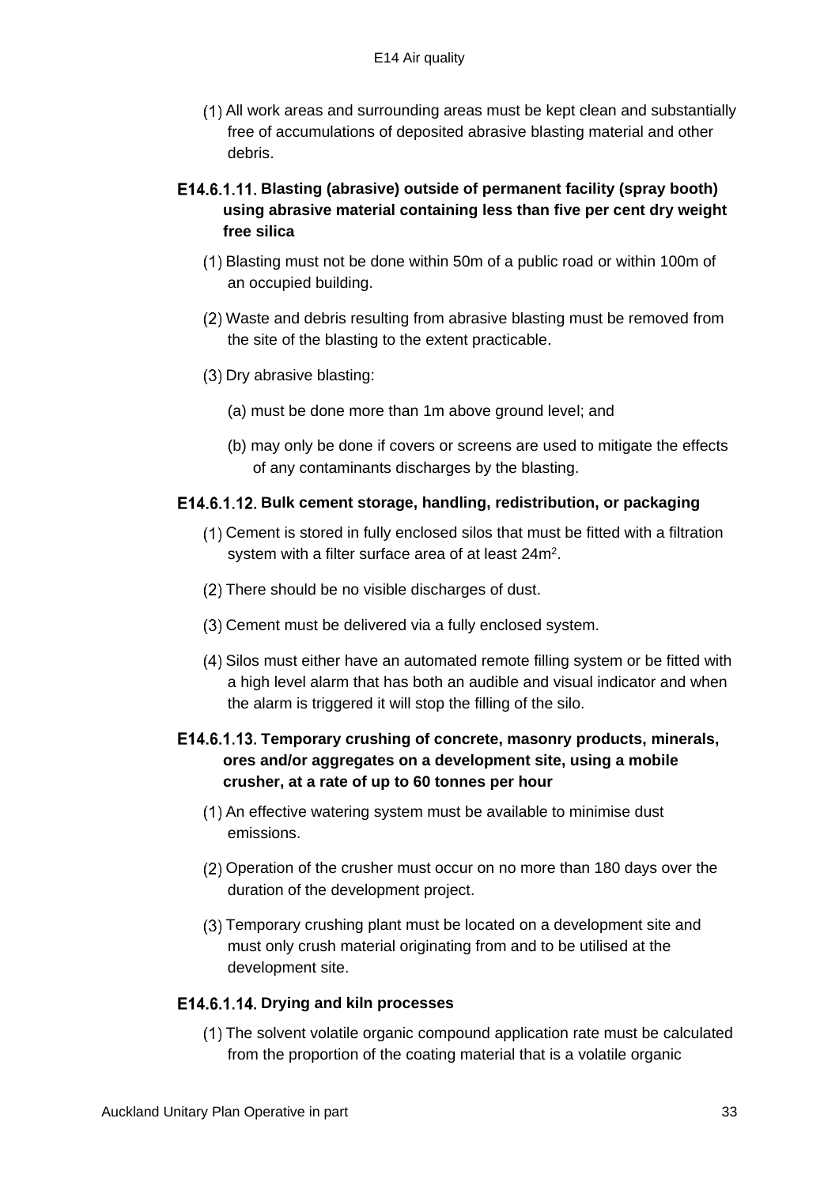(1) All work areas and surrounding areas must be kept clean and substantially free of accumulations of deposited abrasive blasting material and other debris.

### E14.6.1.11. Blasting (abrasive) outside of permanent facility (spray booth) using abrasive material containing less than five per cent dry weight free silica

(1) Blasting must not be done within 50m of a public road or within 100m of an occupied building.

(2) Waste and debris resulting from abrasive blasting must be removed from the site of the blasting to the extent practicable.

(3) Dry abrasive blasting:

(a) must be done more than 1m above ground level; and

(b) may only be done if covers or screens are used to mitigate the effects of any contaminants discharges by the blasting.

### E14.6.1.12. Bulk cement storage, handling, redistribution, or packaging

(1) Cement is stored in fully enclosed silos that must be fitted with a filtration system with a filter surface area of at least $24m^2$.

(2) There should be no visible discharges of dust.

(3) Cement must be delivered via a fully enclosed system.

(4) Silos must either have an automated remote filling system or be fitted with a high level alarm that has both an audible and visual indicator and when the alarm is triggered it will stop the filling of the silo.

### E14.6.1.13. Temporary crushing of concrete, masonry products, minerals, ores and/or aggregates on a development site, using a mobile crusher, at a rate of up to 60 tonnes per hour

(1) An effective watering system must be available to minimise dust emissions.

(2) Operation of the crusher must occur on no more than 180 days over the duration of the development project.

(3) Temporary crushing plant must be located on a development site and must only crush material originating from and to be utilised at the development site.

### E14.6.1.14. Drying and kiln processes

(1) The solvent volatile organic compound application rate must be calculated from the proportion of the coating material that is a volatile organic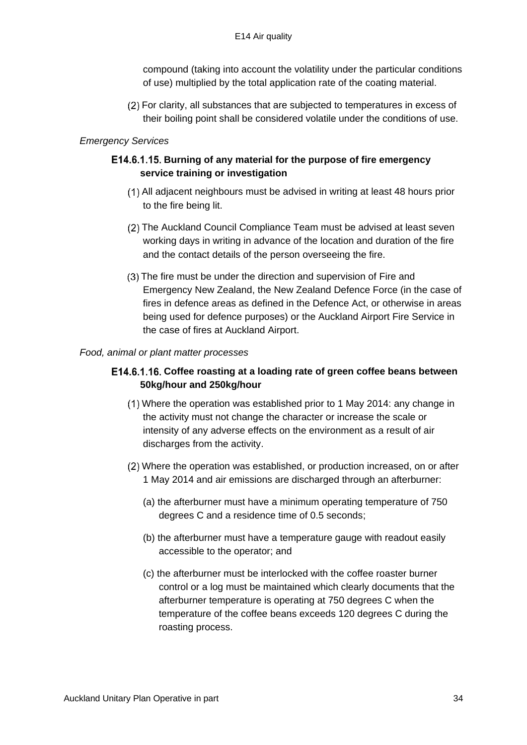compound (taking into account the volatility under the particular conditions of use) multiplied by the total application rate of the coating material.

(2) For clarity, all substances that are subjected to temperatures in excess of their boiling point shall be considered volatile under the conditions of use.

*Emergency Services*

#### E14.6.1.15. Burning of any material for the purpose of fire emergency service training or investigation

(1) All adjacent neighbours must be advised in writing at least 48 hours prior to the fire being lit.

(2) The Auckland Council Compliance Team must be advised at least seven working days in writing in advance of the location and duration of the fire and the contact details of the person overseeing the fire.

(3) The fire must be under the direction and supervision of Fire and Emergency New Zealand, the New Zealand Defence Force (in the case of fires in defence areas as defined in the Defence Act, or otherwise in areas being used for defence purposes) or the Auckland Airport Fire Service in the case of fires at Auckland Airport.

*Food, animal or plant matter processes*

#### E14.6.1.16. Coffee roasting at a loading rate of green coffee beans between 50kg/hour and 250kg/hour

(1) Where the operation was established prior to 1 May 2014: any change in the activity must not change the character or increase the scale or intensity of any adverse effects on the environment as a result of air discharges from the activity.

(2) Where the operation was established, or production increased, on or after 1 May 2014 and air emissions are discharged through an afterburner:

(a) the afterburner must have a minimum operating temperature of 750 degrees C and a residence time of 0.5 seconds;

(b) the afterburner must have a temperature gauge with readout easily accessible to the operator; and

(c) the afterburner must be interlocked with the coffee roaster burner control or a log must be maintained which clearly documents that the afterburner temperature is operating at 750 degrees C when the temperature of the coffee beans exceeds 120 degrees C during the roasting process.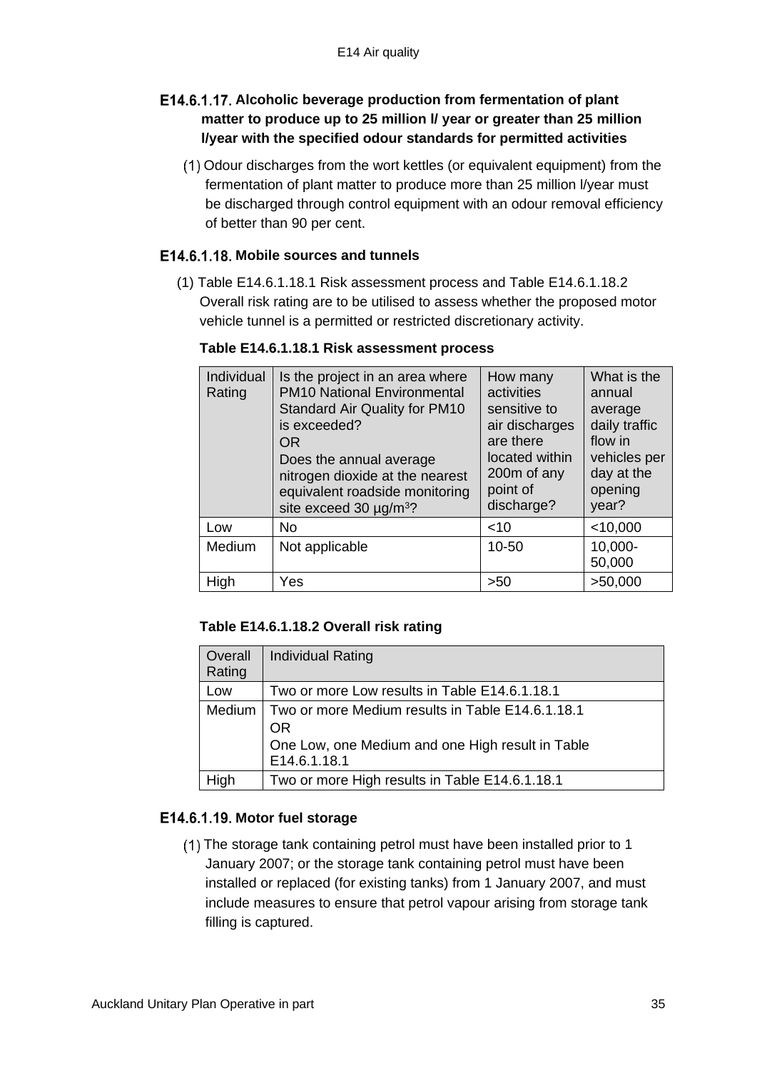### E14.6.1.17. Alcoholic beverage production from fermentation of plant matter to produce up to 25 million l/ year or greater than 25 million l/year with the specified odour standards for permitted activities

(1) Odour discharges from the wort kettles (or equivalent equipment) from the fermentation of plant matter to produce more than 25 million l/year must be discharged through control equipment with an odour removal efficiency of better than 90 per cent.

### E14.6.1.18. Mobile sources and tunnels

(1) Table E14.6.1.18.1 Risk assessment process and Table E14.6.1.18.2 Overall risk rating are to be utilised to assess whether the proposed motor vehicle tunnel is a permitted or restricted discretionary activity.

**Table E14.6.1.18.1 Risk assessment process**

| Individual Rating | Is the project in an area where PM10 National Environmental Standard Air Quality for PM10 is exceeded? OR Does the annual average nitrogen dioxide at the nearest equivalent roadside monitoring site exceed 30 µg/m³? | How many activities sensitive to air discharges are there located within 200m of any point of discharge? | What is the annual average daily traffic flow in vehicles per day at the opening year? |
|---|---|---|---|
| Low | No | <10 | <10,000 |
| Medium | Not applicable | 10-50 | 10,000-50,000 |
| High | Yes | >50 | >50,000 |

**Table E14.6.1.18.2 Overall risk rating**

| Overall Rating | Individual Rating |
|---|---|
| Low | Two or more Low results in Table E14.6.1.18.1 |
| Medium | Two or more Medium results in Table E14.6.1.18.1<br>OR<br>One Low, one Medium and one High result in Table E14.6.1.18.1 |
| High | Two or more High results in Table E14.6.1.18.1 |

### E14.6.1.19. Motor fuel storage

(1) The storage tank containing petrol must have been installed prior to 1 January 2007; or the storage tank containing petrol must have been installed or replaced (for existing tanks) from 1 January 2007, and must include measures to ensure that petrol vapour arising from storage tank filling is captured.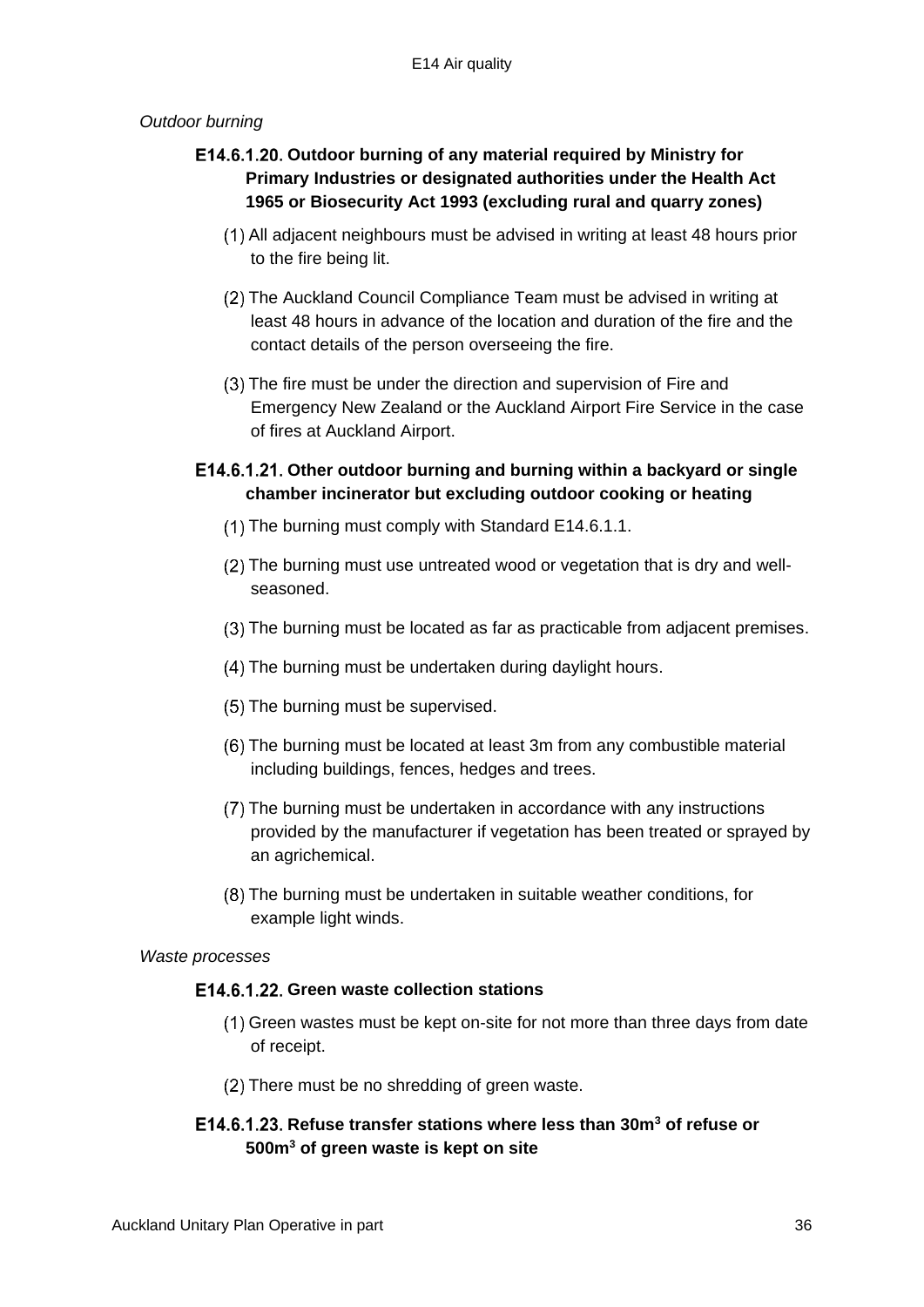*Outdoor burning*

### E14.6.1.20. Outdoor burning of any material required by Ministry for Primary Industries or designated authorities under the Health Act 1965 or Biosecurity Act 1993 (excluding rural and quarry zones)

(1) All adjacent neighbours must be advised in writing at least 48 hours prior to the fire being lit.

(2) The Auckland Council Compliance Team must be advised in writing at least 48 hours in advance of the location and duration of the fire and the contact details of the person overseeing the fire.

(3) The fire must be under the direction and supervision of Fire and Emergency New Zealand or the Auckland Airport Fire Service in the case of fires at Auckland Airport.

### E14.6.1.21. Other outdoor burning and burning within a backyard or single chamber incinerator but excluding outdoor cooking or heating

(1) The burning must comply with Standard E14.6.1.1.

(2) The burning must use untreated wood or vegetation that is dry and well-seasoned.

(3) The burning must be located as far as practicable from adjacent premises.

(4) The burning must be undertaken during daylight hours.

(5) The burning must be supervised.

(6) The burning must be located at least 3m from any combustible material including buildings, fences, hedges and trees.

(7) The burning must be undertaken in accordance with any instructions provided by the manufacturer if vegetation has been treated or sprayed by an agrichemical.

(8) The burning must be undertaken in suitable weather conditions, for example light winds.

*Waste processes*

### E14.6.1.22. Green waste collection stations

(1) Green wastes must be kept on-site for not more than three days from date of receipt.

(2) There must be no shredding of green waste.

### E14.6.1.23. Refuse transfer stations where less than $30m^3$ of refuse or $500m^3$ of green waste is kept on site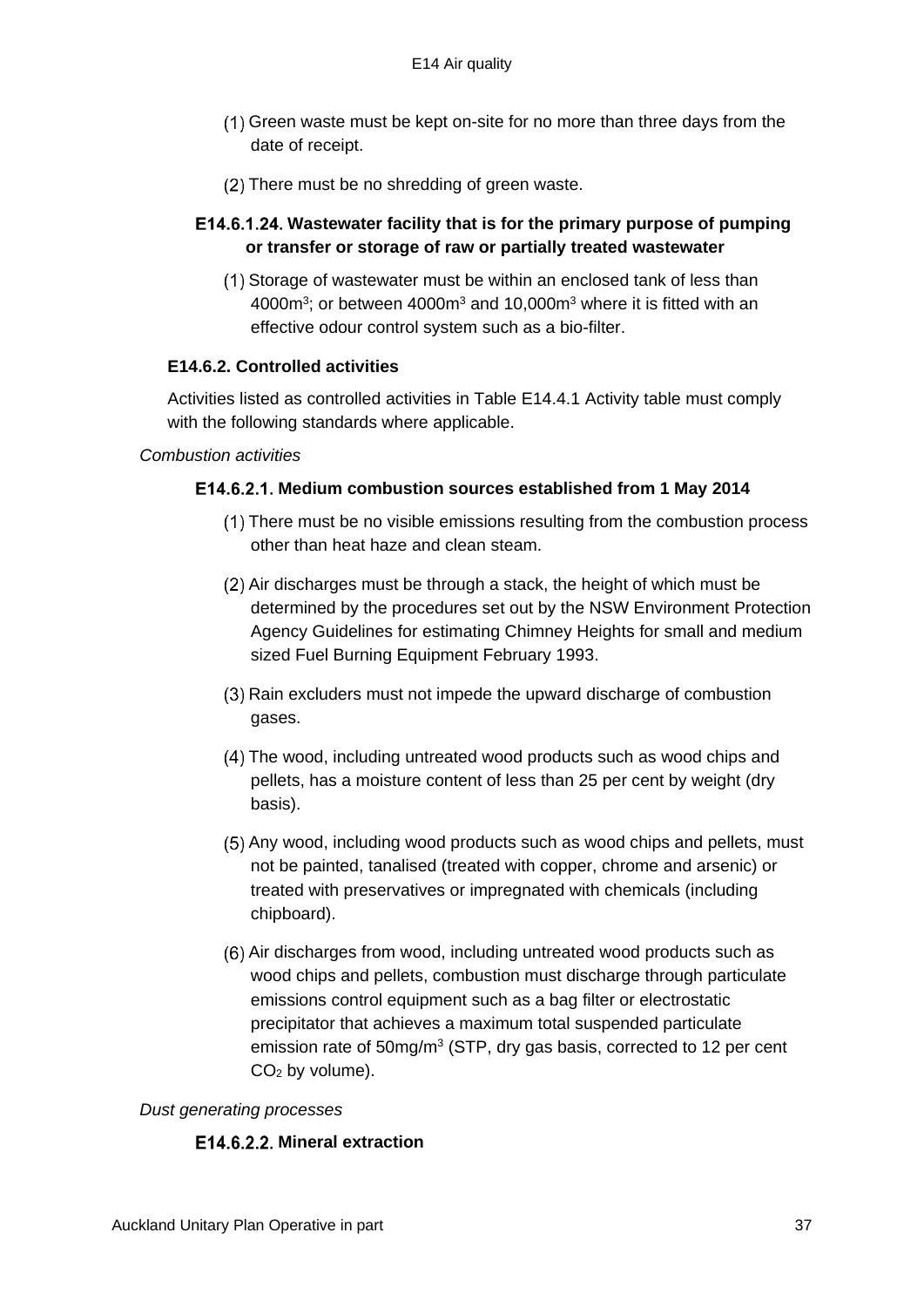(1) Green waste must be kept on-site for no more than three days from the date of receipt.

(2) There must be no shredding of green waste.

#### E14.6.1.24. Wastewater facility that is for the primary purpose of pumping or transfer or storage of raw or partially treated wastewater

(1) Storage of wastewater must be within an enclosed tank of less than 4000m$^3$; or between 4000m$^3$ and 10,000m$^3$ where it is fitted with an effective odour control system such as a bio-filter.

### E14.6.2. Controlled activities

Activities listed as controlled activities in Table E14.4.1 Activity table must comply with the following standards where applicable.

*Combustion activities*

#### E14.6.2.1. Medium combustion sources established from 1 May 2014

(1) There must be no visible emissions resulting from the combustion process other than heat haze and clean steam.

(2) Air discharges must be through a stack, the height of which must be determined by the procedures set out by the NSW Environment Protection Agency Guidelines for estimating Chimney Heights for small and medium sized Fuel Burning Equipment February 1993.

(3) Rain excluders must not impede the upward discharge of combustion gases.

(4) The wood, including untreated wood products such as wood chips and pellets, has a moisture content of less than 25 per cent by weight (dry basis).

(5) Any wood, including wood products such as wood chips and pellets, must not be painted, tanalised (treated with copper, chrome and arsenic) or treated with preservatives or impregnated with chemicals (including chipboard).

(6) Air discharges from wood, including untreated wood products such as wood chips and pellets, combustion must discharge through particulate emissions control equipment such as a bag filter or electrostatic precipitator that achieves a maximum total suspended particulate emission rate of 50mg/m$^3$ (STP, dry gas basis, corrected to 12 per cent $CO_2$ by volume).

*Dust generating processes*

#### E14.6.2.2. Mineral extraction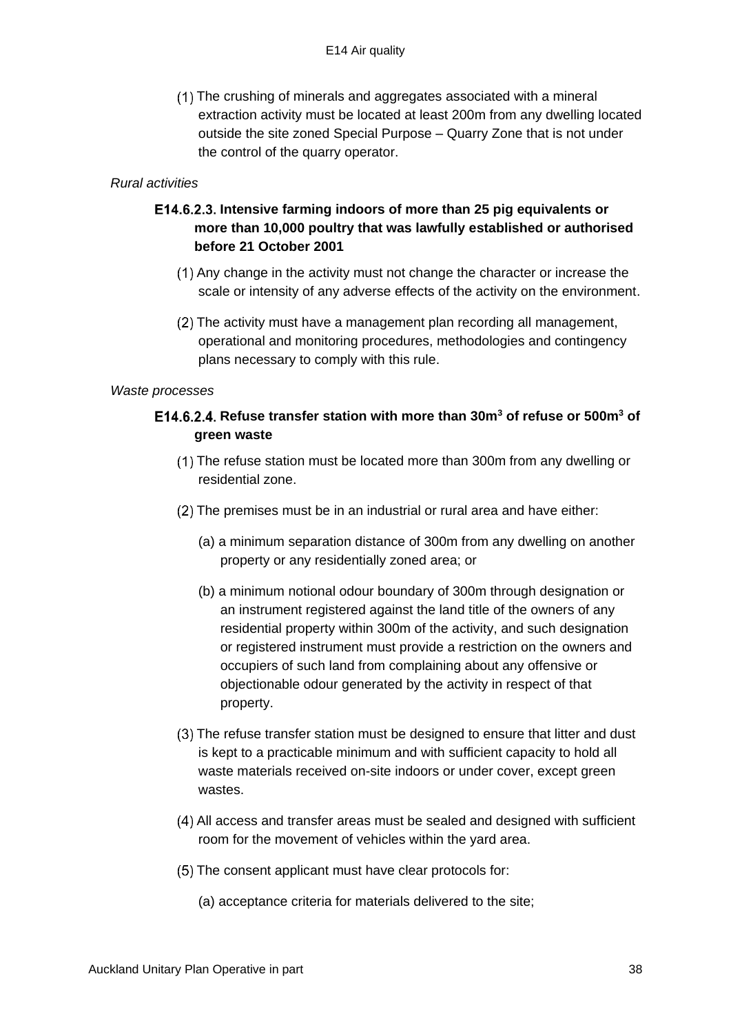(1) The crushing of minerals and aggregates associated with a mineral extraction activity must be located at least 200m from any dwelling located outside the site zoned Special Purpose – Quarry Zone that is not under the control of the quarry operator.

*Rural activities*

### E14.6.2.3. Intensive farming indoors of more than 25 pig equivalents or more than 10,000 poultry that was lawfully established or authorised before 21 October 2001

(1) Any change in the activity must not change the character or increase the scale or intensity of any adverse effects of the activity on the environment.

(2) The activity must have a management plan recording all management, operational and monitoring procedures, methodologies and contingency plans necessary to comply with this rule.

*Waste processes*

### E14.6.2.4. Refuse transfer station with more than 30m$^3$ of refuse or 500m$^3$ of green waste

(1) The refuse station must be located more than 300m from any dwelling or residential zone.

(2) The premises must be in an industrial or rural area and have either:

(a) a minimum separation distance of 300m from any dwelling on another property or any residentially zoned area; or

(b) a minimum notional odour boundary of 300m through designation or an instrument registered against the land title of the owners of any residential property within 300m of the activity, and such designation or registered instrument must provide a restriction on the owners and occupiers of such land from complaining about any offensive or objectionable odour generated by the activity in respect of that property.

(3) The refuse transfer station must be designed to ensure that litter and dust is kept to a practicable minimum and with sufficient capacity to hold all waste materials received on-site indoors or under cover, except green wastes.

(4) All access and transfer areas must be sealed and designed with sufficient room for the movement of vehicles within the yard area.

(5) The consent applicant must have clear protocols for:

(a) acceptance criteria for materials delivered to the site;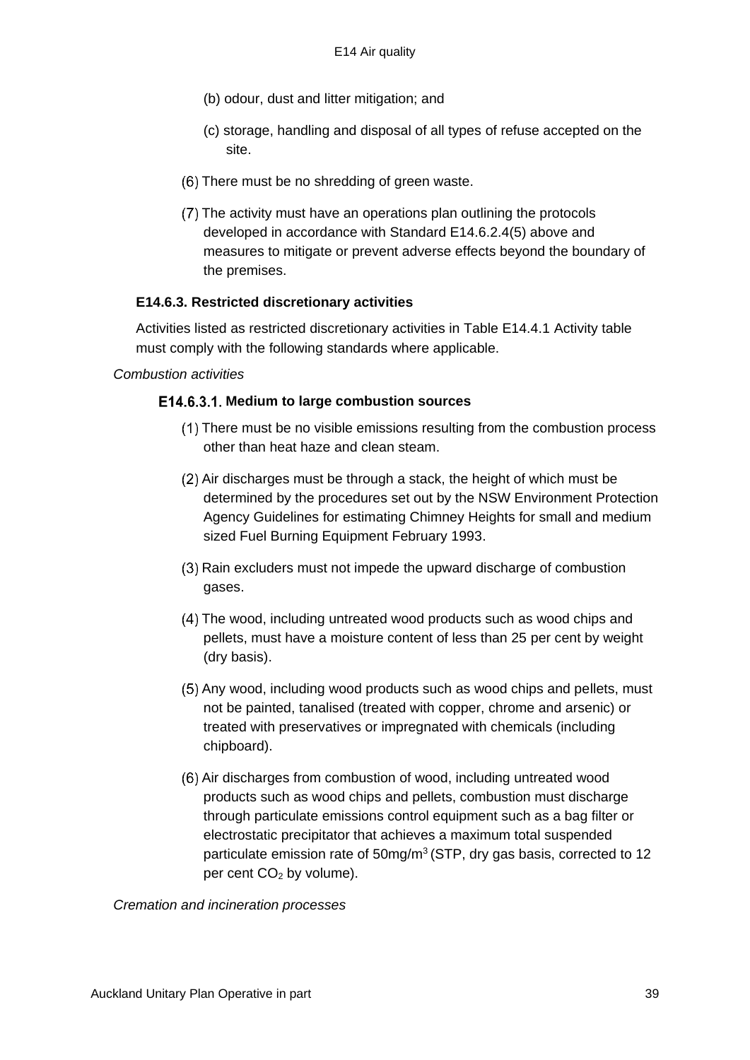(b) odour, dust and litter mitigation; and

(c) storage, handling and disposal of all types of refuse accepted on the site.

(6) There must be no shredding of green waste.

(7) The activity must have an operations plan outlining the protocols developed in accordance with Standard E14.6.2.4(5) above and measures to mitigate or prevent adverse effects beyond the boundary of the premises.

### E14.6.3. Restricted discretionary activities

Activities listed as restricted discretionary activities in Table E14.4.1 Activity table must comply with the following standards where applicable.

*Combustion activities*

#### E14.6.3.1. Medium to large combustion sources

(1) There must be no visible emissions resulting from the combustion process other than heat haze and clean steam.

(2) Air discharges must be through a stack, the height of which must be determined by the procedures set out by the NSW Environment Protection Agency Guidelines for estimating Chimney Heights for small and medium sized Fuel Burning Equipment February 1993.

(3) Rain excluders must not impede the upward discharge of combustion gases.

(4) The wood, including untreated wood products such as wood chips and pellets, must have a moisture content of less than 25 per cent by weight (dry basis).

(5) Any wood, including wood products such as wood chips and pellets, must not be painted, tanalised (treated with copper, chrome and arsenic) or treated with preservatives or impregnated with chemicals (including chipboard).

(6) Air discharges from combustion of wood, including untreated wood products such as wood chips and pellets, combustion must discharge through particulate emissions control equipment such as a bag filter or electrostatic precipitator that achieves a maximum total suspended particulate emission rate of 50mg/m$^3$ (STP, dry gas basis, corrected to 12 per cent $CO_2$ by volume).

*Cremation and incineration processes*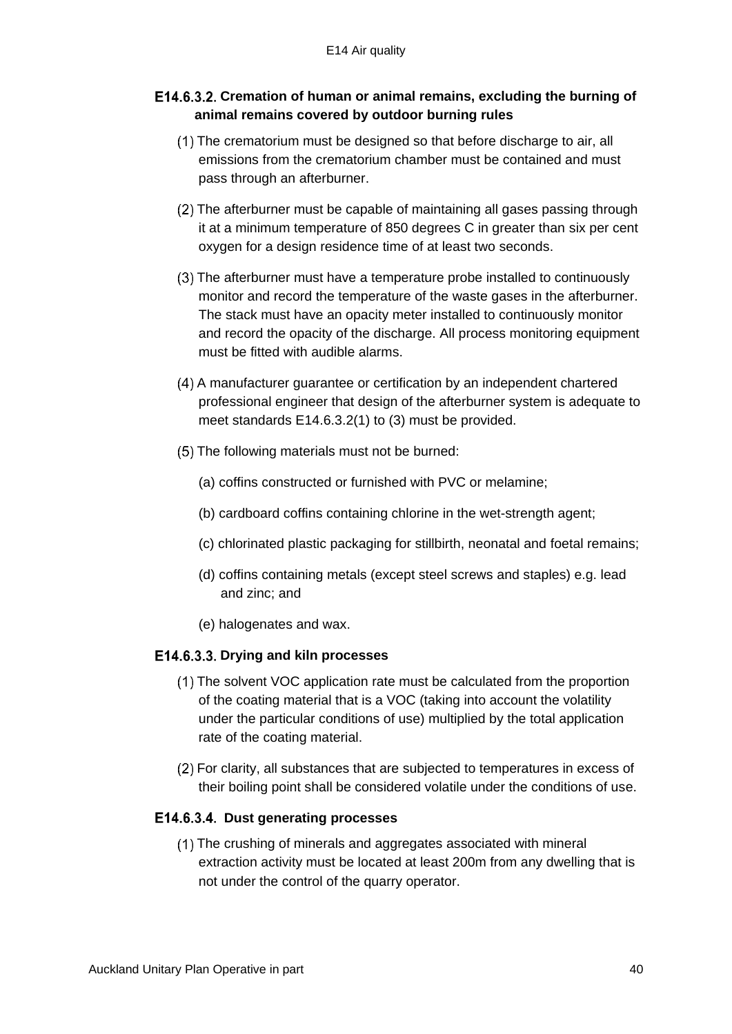### E14.6.3.2. Cremation of human or animal remains, excluding the burning of animal remains covered by outdoor burning rules

(1) The crematorium must be designed so that before discharge to air, all emissions from the crematorium chamber must be contained and must pass through an afterburner.

(2) The afterburner must be capable of maintaining all gases passing through it at a minimum temperature of 850 degrees C in greater than six per cent oxygen for a design residence time of at least two seconds.

(3) The afterburner must have a temperature probe installed to continuously monitor and record the temperature of the waste gases in the afterburner. The stack must have an opacity meter installed to continuously monitor and record the opacity of the discharge. All process monitoring equipment must be fitted with audible alarms.

(4) A manufacturer guarantee or certification by an independent chartered professional engineer that design of the afterburner system is adequate to meet standards E14.6.3.2(1) to (3) must be provided.

(5) The following materials must not be burned:

(a) coffins constructed or furnished with PVC or melamine;

(b) cardboard coffins containing chlorine in the wet-strength agent;

(c) chlorinated plastic packaging for stillbirth, neonatal and foetal remains;

(d) coffins containing metals (except steel screws and staples) e.g. lead and zinc; and

(e) halogenates and wax.

### E14.6.3.3. Drying and kiln processes

(1) The solvent VOC application rate must be calculated from the proportion of the coating material that is a VOC (taking into account the volatility under the particular conditions of use) multiplied by the total application rate of the coating material.

(2) For clarity, all substances that are subjected to temperatures in excess of their boiling point shall be considered volatile under the conditions of use.

### E14.6.3.4. Dust generating processes

(1) The crushing of minerals and aggregates associated with mineral extraction activity must be located at least 200m from any dwelling that is not under the control of the quarry operator.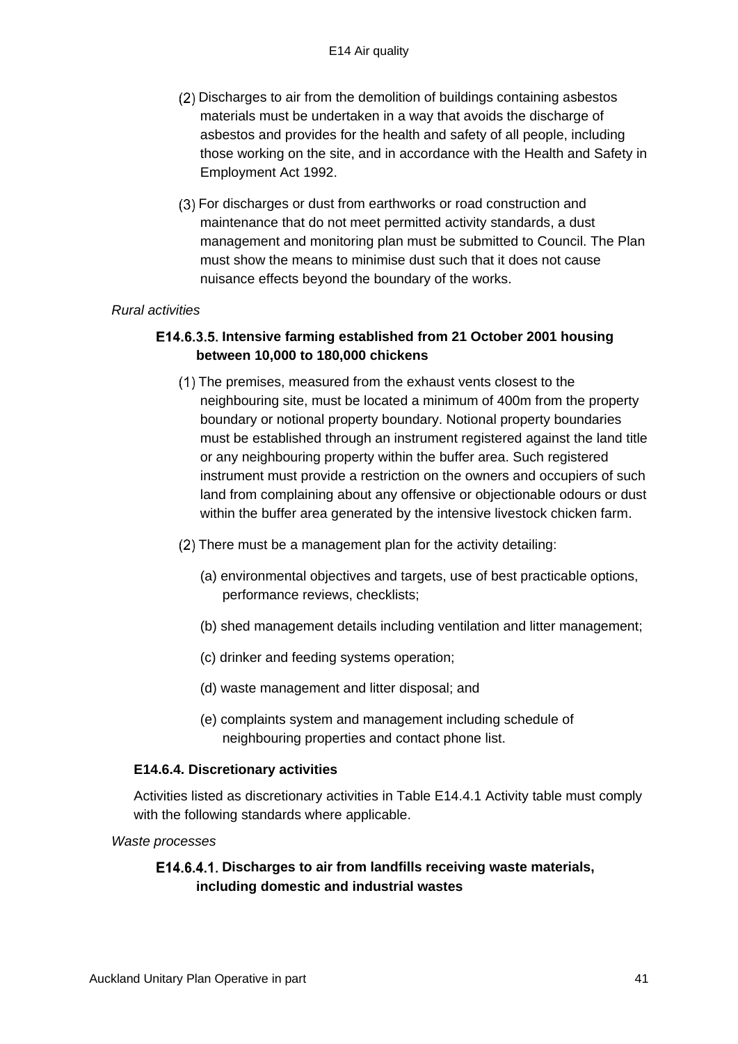(2) Discharges to air from the demolition of buildings containing asbestos materials must be undertaken in a way that avoids the discharge of asbestos and provides for the health and safety of all people, including those working on the site, and in accordance with the Health and Safety in Employment Act 1992.

(3) For discharges or dust from earthworks or road construction and maintenance that do not meet permitted activity standards, a dust management and monitoring plan must be submitted to Council. The Plan must show the means to minimise dust such that it does not cause nuisance effects beyond the boundary of the works.

*Rural activities*

#### E14.6.3.5. Intensive farming established from 21 October 2001 housing between 10,000 to 180,000 chickens

(1) The premises, measured from the exhaust vents closest to the neighbouring site, must be located a minimum of 400m from the property boundary or notional property boundary. Notional property boundaries must be established through an instrument registered against the land title or any neighbouring property within the buffer area. Such registered instrument must provide a restriction on the owners and occupiers of such land from complaining about any offensive or objectionable odours or dust within the buffer area generated by the intensive livestock chicken farm.

(2) There must be a management plan for the activity detailing:

(a) environmental objectives and targets, use of best practicable options, performance reviews, checklists;

(b) shed management details including ventilation and litter management;

(c) drinker and feeding systems operation;

(d) waste management and litter disposal; and

(e) complaints system and management including schedule of neighbouring properties and contact phone list.

### E14.6.4. Discretionary activities

Activities listed as discretionary activities in Table E14.4.1 Activity table must comply with the following standards where applicable.

*Waste processes*

#### E14.6.4.1. Discharges to air from landfills receiving waste materials, including domestic and industrial wastes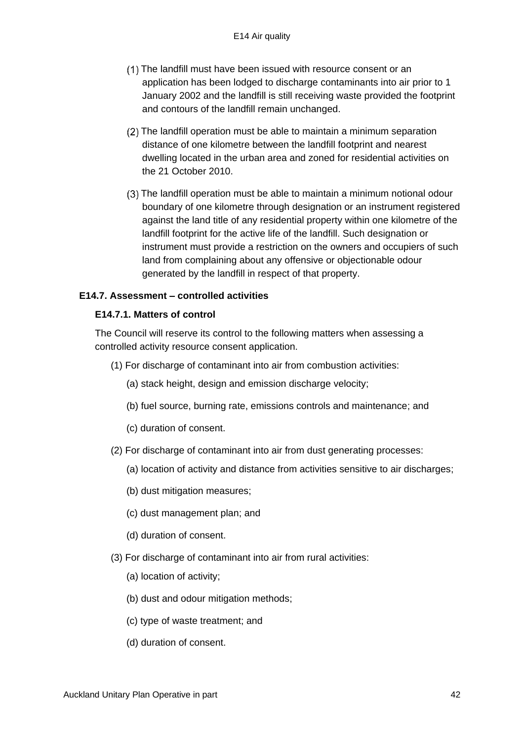(1) The landfill must have been issued with resource consent or an application has been lodged to discharge contaminants into air prior to 1 January 2002 and the landfill is still receiving waste provided the footprint and contours of the landfill remain unchanged.

(2) The landfill operation must be able to maintain a minimum separation distance of one kilometre between the landfill footprint and nearest dwelling located in the urban area and zoned for residential activities on the 21 October 2010.

(3) The landfill operation must be able to maintain a minimum notional odour boundary of one kilometre through designation or an instrument registered against the land title of any residential property within one kilometre of the landfill footprint for the active life of the landfill. Such designation or instrument must provide a restriction on the owners and occupiers of such land from complaining about any offensive or objectionable odour generated by the landfill in respect of that property.

### E14.7. Assessment – controlled activities

#### E14.7.1. Matters of control

The Council will reserve its control to the following matters when assessing a controlled activity resource consent application.

(1) For discharge of contaminant into air from combustion activities:

(a) stack height, design and emission discharge velocity;

(b) fuel source, burning rate, emissions controls and maintenance; and

(c) duration of consent.

(2) For discharge of contaminant into air from dust generating processes:

(a) location of activity and distance from activities sensitive to air discharges;

(b) dust mitigation measures;

(c) dust management plan; and

(d) duration of consent.

(3) For discharge of contaminant into air from rural activities:

(a) location of activity;

(b) dust and odour mitigation methods;

(c) type of waste treatment; and

(d) duration of consent.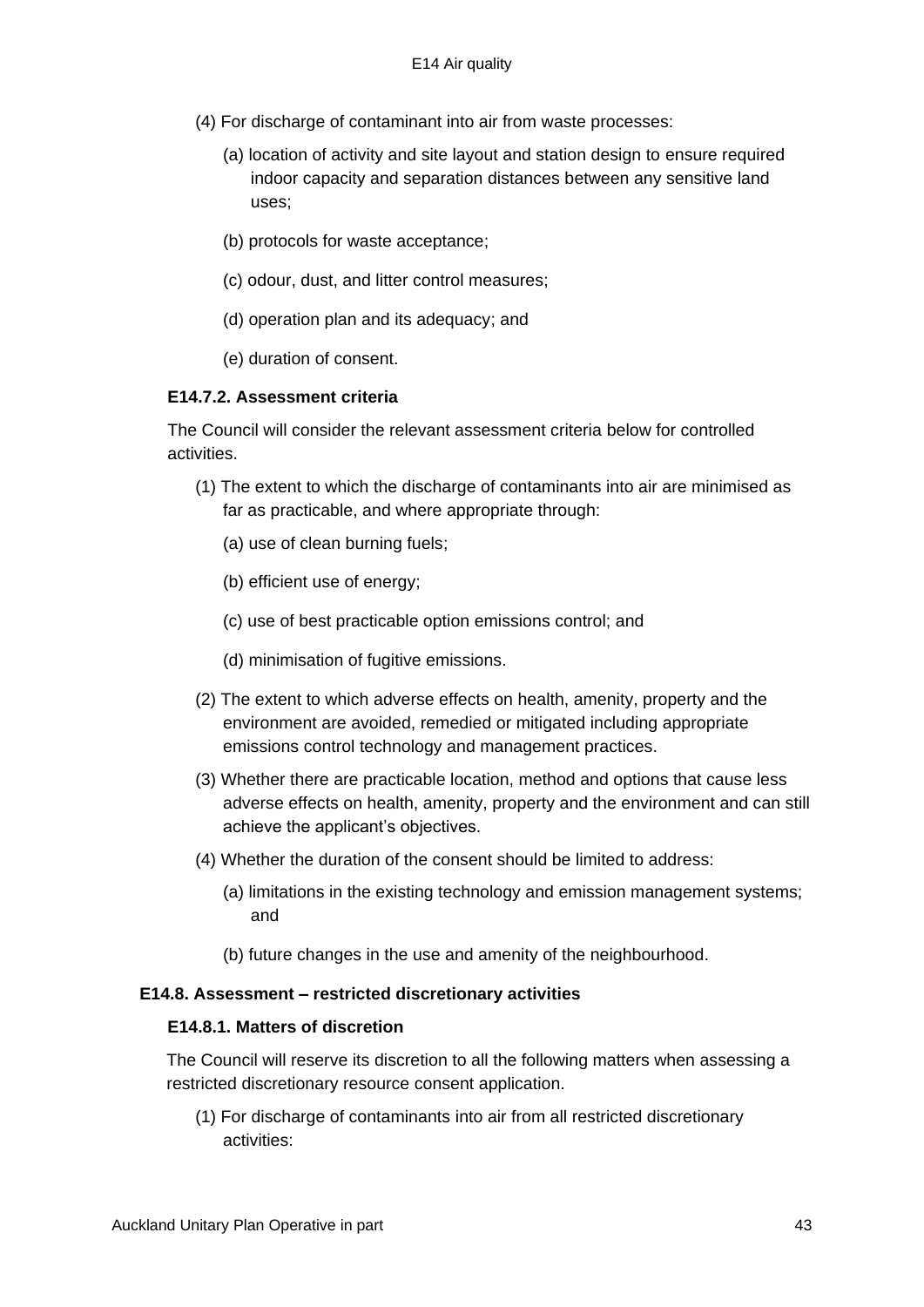(4) For discharge of contaminant into air from waste processes:

(a) location of activity and site layout and station design to ensure required indoor capacity and separation distances between any sensitive land uses;

(b) protocols for waste acceptance;

(c) odour, dust, and litter control measures;

(d) operation plan and its adequacy; and

(e) duration of consent.

### E14.7.2. Assessment criteria

The Council will consider the relevant assessment criteria below for controlled activities.

(1) The extent to which the discharge of contaminants into air are minimised as far as practicable, and where appropriate through:

(a) use of clean burning fuels;

(b) efficient use of energy;

(c) use of best practicable option emissions control; and

(d) minimisation of fugitive emissions.

(2) The extent to which adverse effects on health, amenity, property and the environment are avoided, remedied or mitigated including appropriate emissions control technology and management practices.

(3) Whether there are practicable location, method and options that cause less adverse effects on health, amenity, property and the environment and can still achieve the applicant's objectives.

(4) Whether the duration of the consent should be limited to address:

(a) limitations in the existing technology and emission management systems; and

(b) future changes in the use and amenity of the neighbourhood.

## E14.8. Assessment – restricted discretionary activities

### E14.8.1. Matters of discretion

The Council will reserve its discretion to all the following matters when assessing a restricted discretionary resource consent application.

(1) For discharge of contaminants into air from all restricted discretionary activities: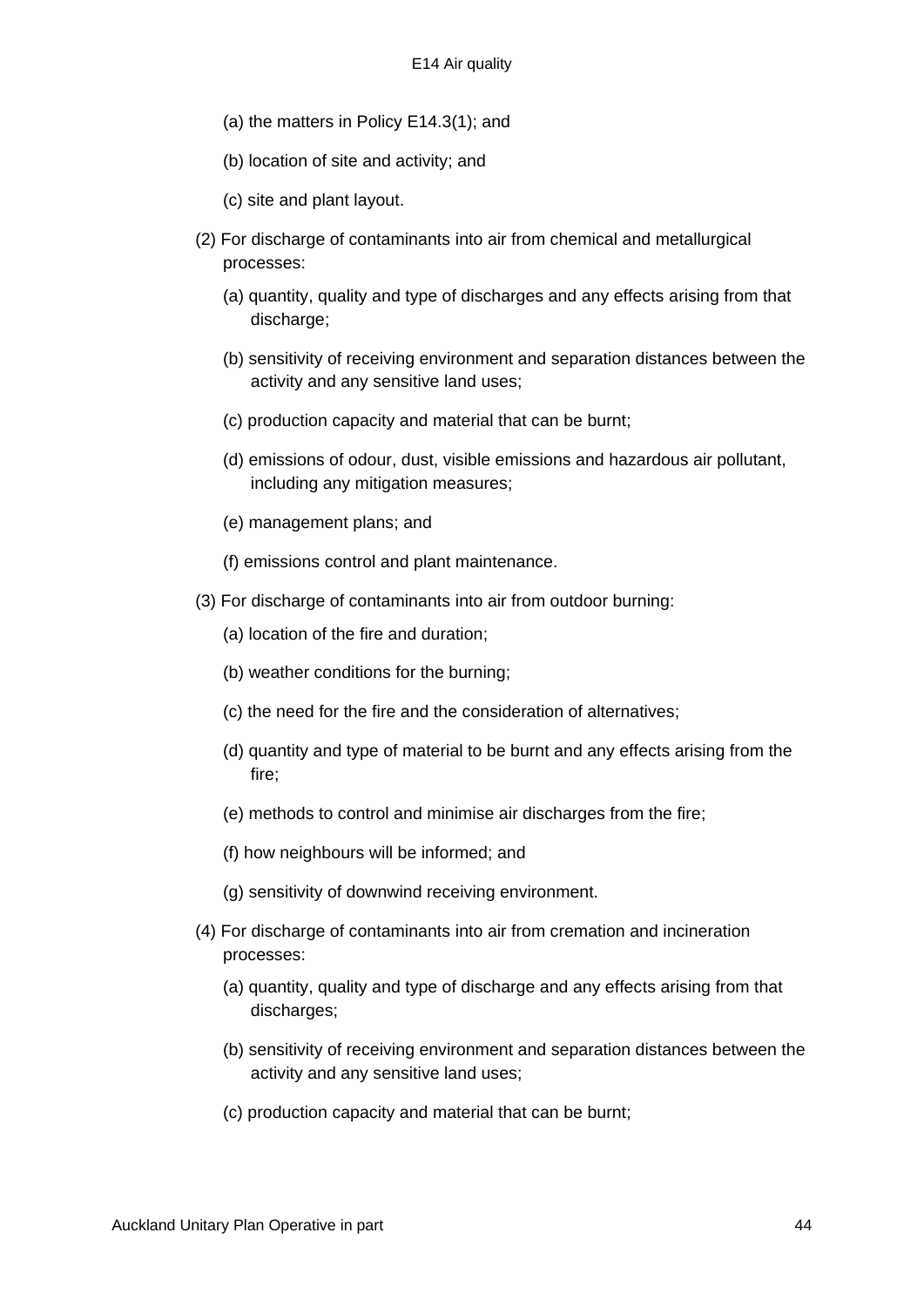(a) the matters in Policy E14.3(1); and

(b) location of site and activity; and

(c) site and plant layout.

(2) For discharge of contaminants into air from chemical and metallurgical processes:

(a) quantity, quality and type of discharges and any effects arising from that discharge;

(b) sensitivity of receiving environment and separation distances between the activity and any sensitive land uses;

(c) production capacity and material that can be burnt;

(d) emissions of odour, dust, visible emissions and hazardous air pollutant, including any mitigation measures;

(e) management plans; and

(f) emissions control and plant maintenance.

(3) For discharge of contaminants into air from outdoor burning:

(a) location of the fire and duration;

(b) weather conditions for the burning;

(c) the need for the fire and the consideration of alternatives;

(d) quantity and type of material to be burnt and any effects arising from the fire;

(e) methods to control and minimise air discharges from the fire;

(f) how neighbours will be informed; and

(g) sensitivity of downwind receiving environment.

(4) For discharge of contaminants into air from cremation and incineration processes:

(a) quantity, quality and type of discharge and any effects arising from that discharges;

(b) sensitivity of receiving environment and separation distances between the activity and any sensitive land uses;

(c) production capacity and material that can be burnt;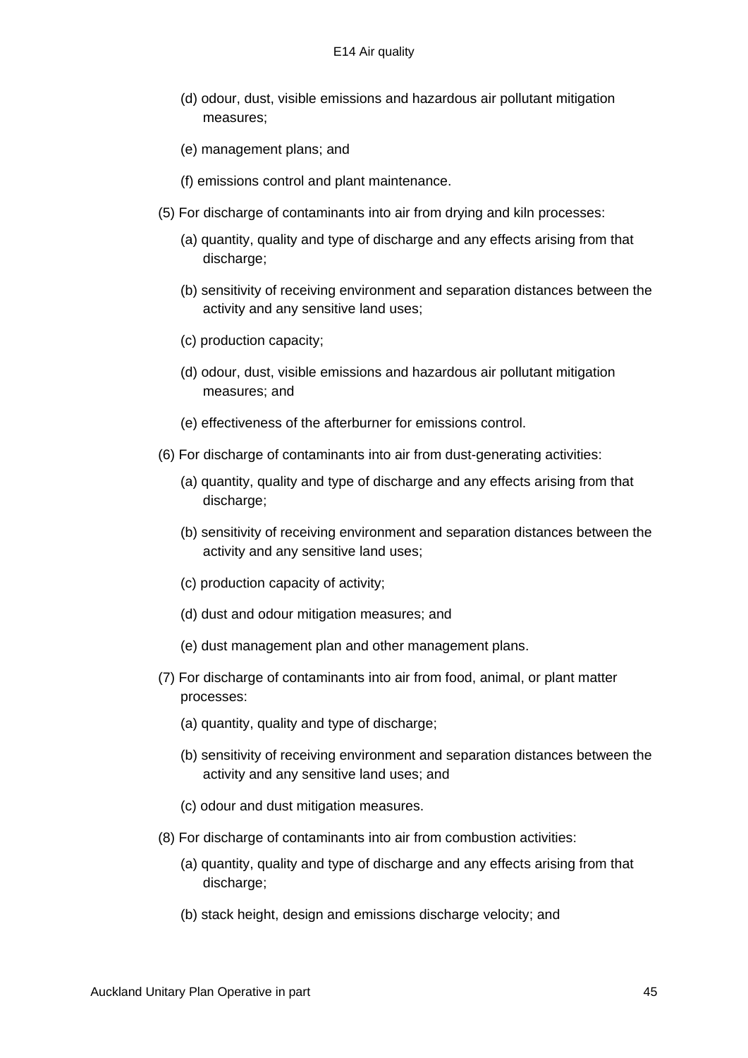(d) odour, dust, visible emissions and hazardous air pollutant mitigation measures;

(e) management plans; and

(f) emissions control and plant maintenance.

(5) For discharge of contaminants into air from drying and kiln processes:

(a) quantity, quality and type of discharge and any effects arising from that discharge;

(b) sensitivity of receiving environment and separation distances between the activity and any sensitive land uses;

(c) production capacity;

(d) odour, dust, visible emissions and hazardous air pollutant mitigation measures; and

(e) effectiveness of the afterburner for emissions control.

(6) For discharge of contaminants into air from dust-generating activities:

(a) quantity, quality and type of discharge and any effects arising from that discharge;

(b) sensitivity of receiving environment and separation distances between the activity and any sensitive land uses;

(c) production capacity of activity;

(d) dust and odour mitigation measures; and

(e) dust management plan and other management plans.

(7) For discharge of contaminants into air from food, animal, or plant matter processes:

(a) quantity, quality and type of discharge;

(b) sensitivity of receiving environment and separation distances between the activity and any sensitive land uses; and

(c) odour and dust mitigation measures.

(8) For discharge of contaminants into air from combustion activities:

(a) quantity, quality and type of discharge and any effects arising from that discharge;

(b) stack height, design and emissions discharge velocity; and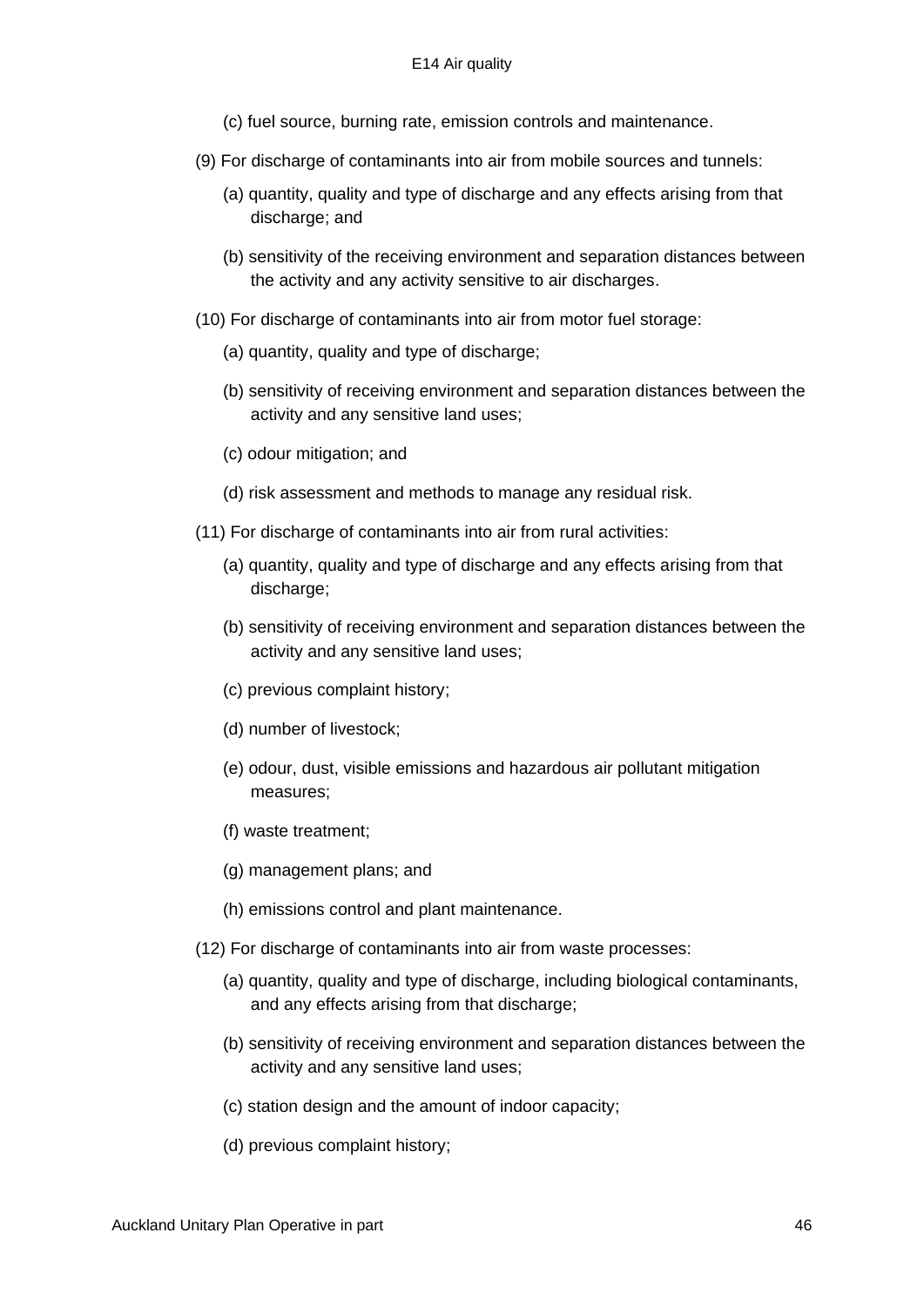(c) fuel source, burning rate, emission controls and maintenance.

(9) For discharge of contaminants into air from mobile sources and tunnels:

(a) quantity, quality and type of discharge and any effects arising from that discharge; and

(b) sensitivity of the receiving environment and separation distances between the activity and any activity sensitive to air discharges.

(10) For discharge of contaminants into air from motor fuel storage:

(a) quantity, quality and type of discharge;

(b) sensitivity of receiving environment and separation distances between the activity and any sensitive land uses;

(c) odour mitigation; and

(d) risk assessment and methods to manage any residual risk.

(11) For discharge of contaminants into air from rural activities:

(a) quantity, quality and type of discharge and any effects arising from that discharge;

(b) sensitivity of receiving environment and separation distances between the activity and any sensitive land uses;

(c) previous complaint history;

(d) number of livestock;

(e) odour, dust, visible emissions and hazardous air pollutant mitigation measures;

(f) waste treatment;

(g) management plans; and

(h) emissions control and plant maintenance.

(12) For discharge of contaminants into air from waste processes:

(a) quantity, quality and type of discharge, including biological contaminants, and any effects arising from that discharge;

(b) sensitivity of receiving environment and separation distances between the activity and any sensitive land uses;

(c) station design and the amount of indoor capacity;

(d) previous complaint history;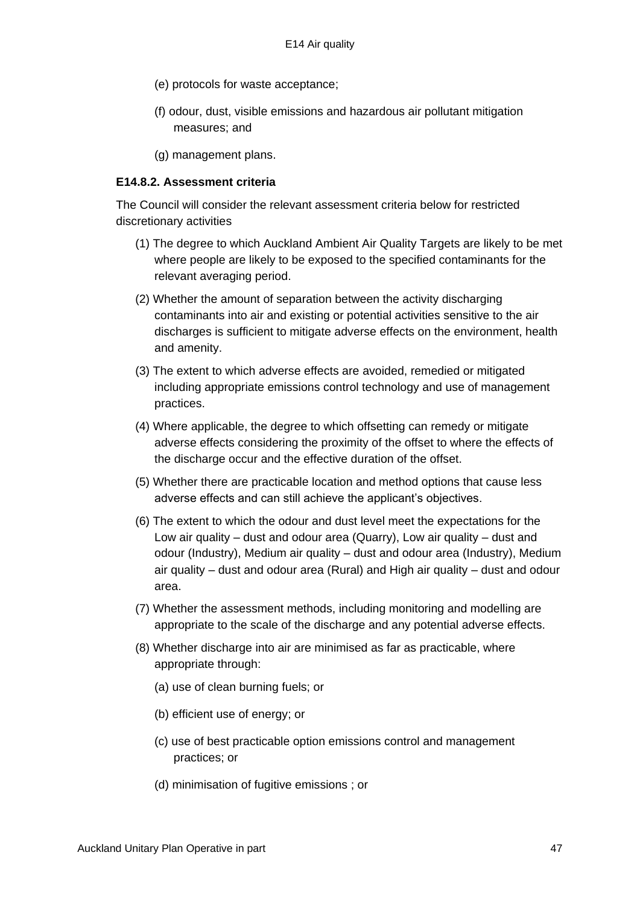(e) protocols for waste acceptance;

(f) odour, dust, visible emissions and hazardous air pollutant mitigation measures; and

(g) management plans.

### E14.8.2. Assessment criteria

The Council will consider the relevant assessment criteria below for restricted discretionary activities

(1) The degree to which Auckland Ambient Air Quality Targets are likely to be met where people are likely to be exposed to the specified contaminants for the relevant averaging period.

(2) Whether the amount of separation between the activity discharging contaminants into air and existing or potential activities sensitive to the air discharges is sufficient to mitigate adverse effects on the environment, health and amenity.

(3) The extent to which adverse effects are avoided, remedied or mitigated including appropriate emissions control technology and use of management practices.

(4) Where applicable, the degree to which offsetting can remedy or mitigate adverse effects considering the proximity of the offset to where the effects of the discharge occur and the effective duration of the offset.

(5) Whether there are practicable location and method options that cause less adverse effects and can still achieve the applicant's objectives.

(6) The extent to which the odour and dust level meet the expectations for the Low air quality – dust and odour area (Quarry), Low air quality – dust and odour (Industry), Medium air quality – dust and odour area (Industry), Medium air quality – dust and odour area (Rural) and High air quality – dust and odour area.

(7) Whether the assessment methods, including monitoring and modelling are appropriate to the scale of the discharge and any potential adverse effects.

(8) Whether discharge into air are minimised as far as practicable, where appropriate through:

(a) use of clean burning fuels; or

(b) efficient use of energy; or

(c) use of best practicable option emissions control and management practices; or

(d) minimisation of fugitive emissions ; or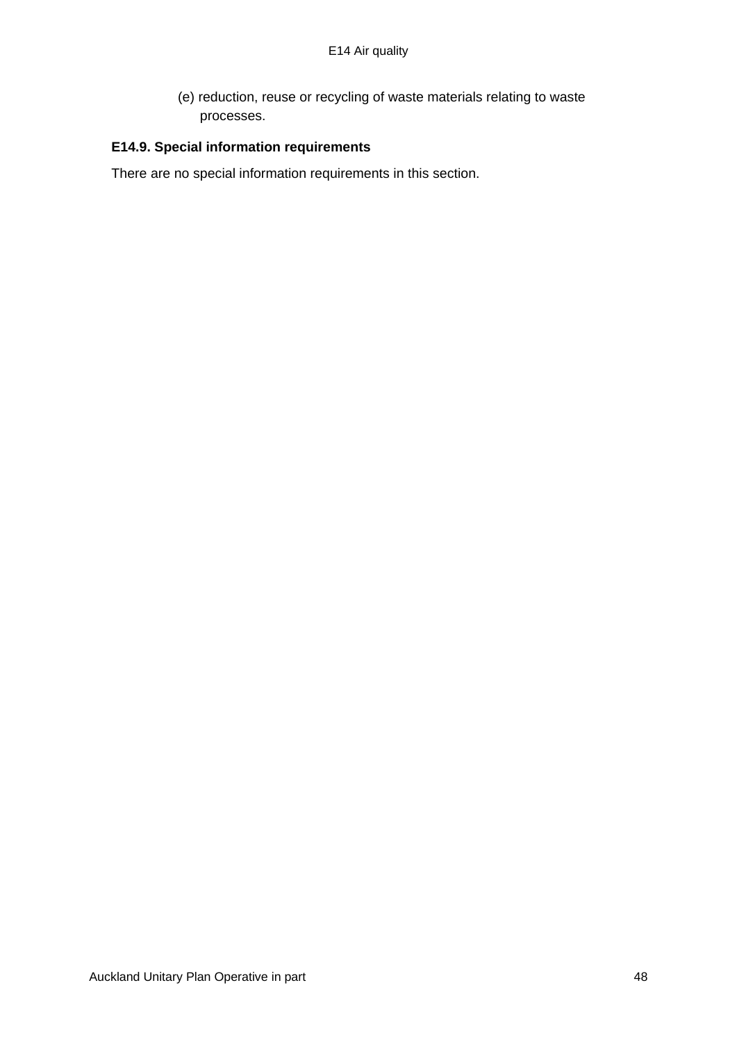(e) reduction, reuse or recycling of waste materials relating to waste processes.

### E14.9. Special information requirements

There are no special information requirements in this section.